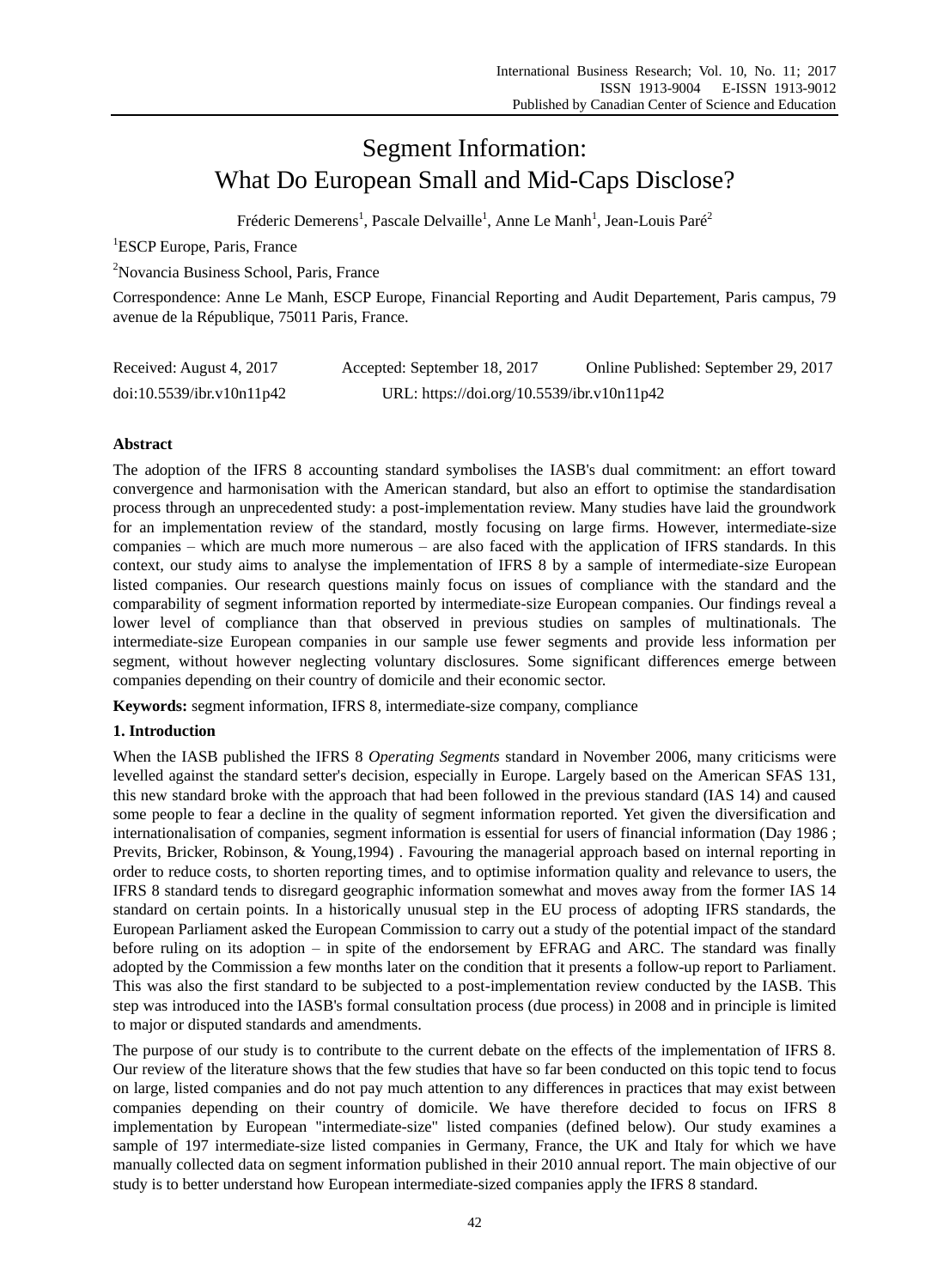# Segment Information: What Do European Small and Mid-Caps Disclose?

Fréderic Demerens[1], Pascale Delvaille[1], Anne Le Manh[1], Jean-Louis Paré[2]

[1]ESCP Europe, Paris, France

[2]Novancia Business School, Paris, France

Correspondence: Anne Le Manh, ESCP Europe, Financial Reporting and Audit Departement, Paris campus, 79 avenue de la République, 75011 Paris, France.

Received: August 4, 2017 Accepted: September 18, 2017 Online Published: September 29, 2017

doi:10.5539/ibr.v10n11p42 URL: https://doi.org/10.5539/ibr.v10n11p42

## Abstract

The adoption of the IFRS 8 accounting standard symbolises the IASB's dual commitment: an effort toward convergence and harmonisation with the American standard, but also an effort to optimise the standardisation process through an unprecedented study: a post-implementation review. Many studies have laid the groundwork for an implementation review of the standard, mostly focusing on large firms. However, intermediate-size companies – which are much more numerous – are also faced with the application of IFRS standards. In this context, our study aims to analyse the implementation of IFRS 8 by a sample of intermediate-size European listed companies. Our research questions mainly focus on issues of compliance with the standard and the comparability of segment information reported by intermediate-size European companies. Our findings reveal a lower level of compliance than that observed in previous studies on samples of multinationals. The intermediate-size European companies in our sample use fewer segments and provide less information per segment, without however neglecting voluntary disclosures. Some significant differences emerge between companies depending on their country of domicile and their economic sector.

**Keywords:** segment information, IFRS 8, intermediate-size company, compliance

## 1. Introduction

When the IASB published the IFRS 8 *Operating Segments* standard in November 2006, many criticisms were levelled against the standard setter's decision, especially in Europe. Largely based on the American SFAS 131, this new standard broke with the approach that had been followed in the previous standard (IAS 14) and caused some people to fear a decline in the quality of segment information reported. Yet given the diversification and internationalisation of companies, segment information is essential for users of financial information (Day 1986 ; Previts, Bricker, Robinson, & Young,1994) . Favouring the managerial approach based on internal reporting in order to reduce costs, to shorten reporting times, and to optimise information quality and relevance to users, the IFRS 8 standard tends to disregard geographic information somewhat and moves away from the former IAS 14 standard on certain points. In a historically unusual step in the EU process of adopting IFRS standards, the European Parliament asked the European Commission to carry out a study of the potential impact of the standard before ruling on its adoption – in spite of the endorsement by EFRAG and ARC. The standard was finally adopted by the Commission a few months later on the condition that it presents a follow-up report to Parliament. This was also the first standard to be subjected to a post-implementation review conducted by the IASB. This step was introduced into the IASB's formal consultation process (due process) in 2008 and in principle is limited to major or disputed standards and amendments.

The purpose of our study is to contribute to the current debate on the effects of the implementation of IFRS 8. Our review of the literature shows that the few studies that have so far been conducted on this topic tend to focus on large, listed companies and do not pay much attention to any differences in practices that may exist between companies depending on their country of domicile. We have therefore decided to focus on IFRS 8 implementation by European "intermediate-size" listed companies (defined below). Our study examines a sample of 197 intermediate-size listed companies in Germany, France, the UK and Italy for which we have manually collected data on segment information published in their 2010 annual report. The main objective of our study is to better understand how European intermediate-sized companies apply the IFRS 8 standard.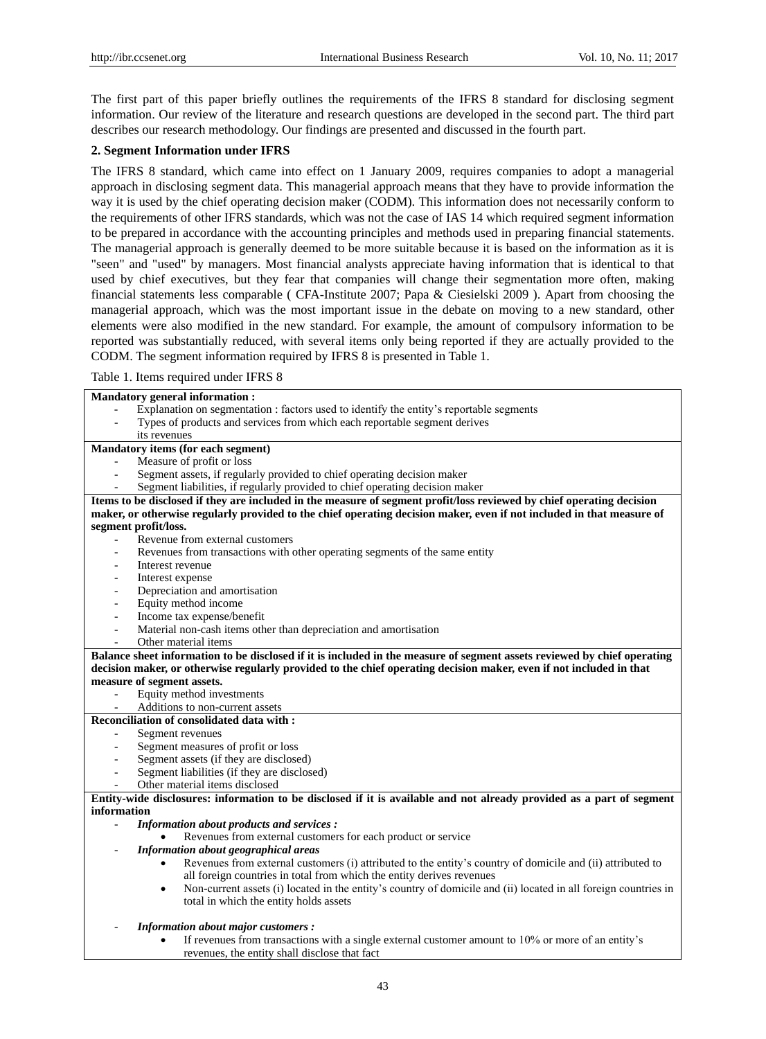The first part of this paper briefly outlines the requirements of the IFRS 8 standard for disclosing segment information. Our review of the literature and research questions are developed in the second part. The third part describes our research methodology. Our findings are presented and discussed in the fourth part.

## 2. Segment Information under IFRS

The IFRS 8 standard, which came into effect on 1 January 2009, requires companies to adopt a managerial approach in disclosing segment data. This managerial approach means that they have to provide information the way it is used by the chief operating decision maker (CODM). This information does not necessarily conform to the requirements of other IFRS standards, which was not the case of IAS 14 which required segment information to be prepared in accordance with the accounting principles and methods used in preparing financial statements. The managerial approach is generally deemed to be more suitable because it is based on the information as it is "seen" and "used" by managers. Most financial analysts appreciate having information that is identical to that used by chief executives, but they fear that companies will change their segmentation more often, making financial statements less comparable ( CFA-Institute 2007; Papa & Ciesielski 2009 ). Apart from choosing the managerial approach, which was the most important issue in the debate on moving to a new standard, other elements were also modified in the new standard. For example, the amount of compulsory information to be reported was substantially reduced, with several items only being reported if they are actually provided to the CODM. The segment information required by IFRS 8 is presented in Table 1.

Table 1. Items required under IFRS 8

| |
|---|
| **Mandatory general information :**<br>- Explanation on segmentation : factors used to identify the entity's reportable segments<br>- Types of products and services from which each reportable segment derives its revenues |
| **Mandatory items (for each segment)**<br>- Measure of profit or loss<br>- Segment assets, if regularly provided to chief operating decision maker<br>- Segment liabilities, if regularly provided to chief operating decision maker |
| **Items to be disclosed if they are included in the measure of segment profit/loss reviewed by chief operating decision maker, or otherwise regularly provided to the chief operating decision maker, even if not included in that measure of segment profit/loss.**<br>- Revenue from external customers<br>- Revenues from transactions with other operating segments of the same entity<br>- Interest revenue<br>- Interest expense<br>- Depreciation and amortisation<br>- Equity method income<br>- Income tax expense/benefit<br>- Material non-cash items other than depreciation and amortisation<br>- Other material items |
| **Balance sheet information to be disclosed if it is included in the measure of segment assets reviewed by chief operating decision maker, or otherwise regularly provided to the chief operating decision maker, even if not included in that measure of segment assets.**<br>- Equity method investments<br>- Additions to non-current assets |
| **Reconciliation of consolidated data with :**<br>- Segment revenues<br>- Segment measures of profit or loss<br>- Segment assets (if they are disclosed)<br>- Segment liabilities (if they are disclosed)<br>- Other material items disclosed |
| **Entity-wide disclosures: information to be disclosed if it is available and not already provided as a part of segment information**<br>- ***Information about products and services :***<br>  • Revenues from external customers for each product or service<br>- ***Information about geographical areas***<br>  • Revenues from external customers (i) attributed to the entity's country of domicile and (ii) attributed to all foreign countries in total from which the entity derives revenues<br>  • Non-current assets (i) located in the entity's country of domicile and (ii) located in all foreign countries in total in which the entity holds assets<br>- ***Information about major customers :***<br>  • If revenues from transactions with a single external customer amount to 10% or more of an entity's revenues, the entity shall disclose that fact |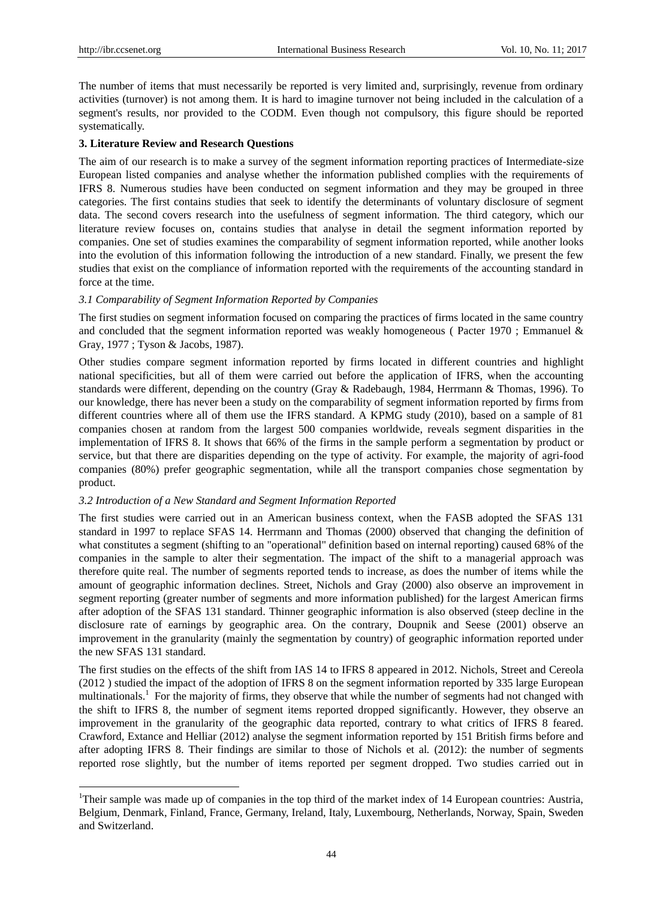The number of items that must necessarily be reported is very limited and, surprisingly, revenue from ordinary activities (turnover) is not among them. It is hard to imagine turnover not being included in the calculation of a segment's results, nor provided to the CODM. Even though not compulsory, this figure should be reported systematically.

## 3. Literature Review and Research Questions

The aim of our research is to make a survey of the segment information reporting practices of Intermediate-size European listed companies and analyse whether the information published complies with the requirements of IFRS 8. Numerous studies have been conducted on segment information and they may be grouped in three categories. The first contains studies that seek to identify the determinants of voluntary disclosure of segment data. The second covers research into the usefulness of segment information. The third category, which our literature review focuses on, contains studies that analyse in detail the segment information reported by companies. One set of studies examines the comparability of segment information reported, while another looks into the evolution of this information following the introduction of a new standard. Finally, we present the few studies that exist on the compliance of information reported with the requirements of the accounting standard in force at the time.

### *3.1 Comparability of Segment Information Reported by Companies*

The first studies on segment information focused on comparing the practices of firms located in the same country and concluded that the segment information reported was weakly homogeneous ( Pacter 1970 ; Emmanuel & Gray, 1977 ; Tyson & Jacobs, 1987).

Other studies compare segment information reported by firms located in different countries and highlight national specificities, but all of them were carried out before the application of IFRS, when the accounting standards were different, depending on the country (Gray & Radebaugh, 1984, Herrmann & Thomas, 1996). To our knowledge, there has never been a study on the comparability of segment information reported by firms from different countries where all of them use the IFRS standard. A KPMG study (2010), based on a sample of 81 companies chosen at random from the largest 500 companies worldwide, reveals segment disparities in the implementation of IFRS 8. It shows that 66% of the firms in the sample perform a segmentation by product or service, but that there are disparities depending on the type of activity. For example, the majority of agri-food companies (80%) prefer geographic segmentation, while all the transport companies chose segmentation by product.

### *3.2 Introduction of a New Standard and Segment Information Reported*

The first studies were carried out in an American business context, when the FASB adopted the SFAS 131 standard in 1997 to replace SFAS 14. Herrmann and Thomas (2000) observed that changing the definition of what constitutes a segment (shifting to an "operational" definition based on internal reporting) caused 68% of the companies in the sample to alter their segmentation. The impact of the shift to a managerial approach was therefore quite real. The number of segments reported tends to increase, as does the number of items while the amount of geographic information declines. Street, Nichols and Gray (2000) also observe an improvement in segment reporting (greater number of segments and more information published) for the largest American firms after adoption of the SFAS 131 standard. Thinner geographic information is also observed (steep decline in the disclosure rate of earnings by geographic area. On the contrary, Doupnik and Seese (2001) observe an improvement in the granularity (mainly the segmentation by country) of geographic information reported under the new SFAS 131 standard.

The first studies on the effects of the shift from IAS 14 to IFRS 8 appeared in 2012. Nichols, Street and Cereola (2012 ) studied the impact of the adoption of IFRS 8 on the segment information reported by 335 large European multinationals.[1] For the majority of firms, they observe that while the number of segments had not changed with the shift to IFRS 8, the number of segment items reported dropped significantly. However, they observe an improvement in the granularity of the geographic data reported, contrary to what critics of IFRS 8 feared. Crawford, Extance and Helliar (2012) analyse the segment information reported by 151 British firms before and after adopting IFRS 8. Their findings are similar to those of Nichols et al. (2012): the number of segments reported rose slightly, but the number of items reported per segment dropped. Two studies carried out in

---

[1]Their sample was made up of companies in the top third of the market index of 14 European countries: Austria, Belgium, Denmark, Finland, France, Germany, Ireland, Italy, Luxembourg, Netherlands, Norway, Spain, Sweden and Switzerland.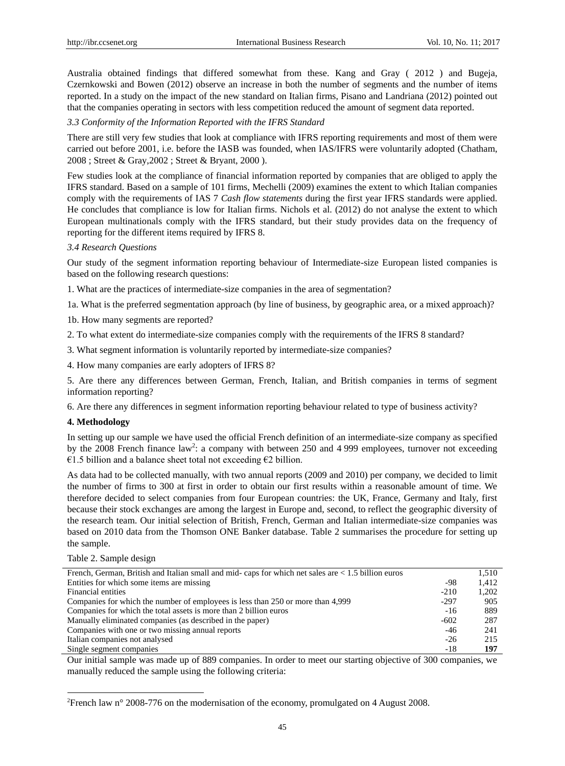Australia obtained findings that differed somewhat from these. Kang and Gray ( 2012 ) and Bugeja, Czernkowski and Bowen (2012) observe an increase in both the number of segments and the number of items reported. In a study on the impact of the new standard on Italian firms, Pisano and Landriana (2012) pointed out that the companies operating in sectors with less competition reduced the amount of segment data reported.

### *3.3 Conformity of the Information Reported with the IFRS Standard*

There are still very few studies that look at compliance with IFRS reporting requirements and most of them were carried out before 2001, i.e. before the IASB was founded, when IAS/IFRS were voluntarily adopted (Chatham, 2008 ; Street & Gray,2002 ; Street & Bryant, 2000 ).

Few studies look at the compliance of financial information reported by companies that are obliged to apply the IFRS standard. Based on a sample of 101 firms, Mechelli (2009) examines the extent to which Italian companies comply with the requirements of IAS 7 *Cash flow statements* during the first year IFRS standards were applied. He concludes that compliance is low for Italian firms. Nichols et al. (2012) do not analyse the extent to which European multinationals comply with the IFRS standard, but their study provides data on the frequency of reporting for the different items required by IFRS 8.

### *3.4 Research Questions*

Our study of the segment information reporting behaviour of Intermediate-size European listed companies is based on the following research questions:

1. What are the practices of intermediate-size companies in the area of segmentation?

1a. What is the preferred segmentation approach (by line of business, by geographic area, or a mixed approach)?

1b. How many segments are reported?

2. To what extent do intermediate-size companies comply with the requirements of the IFRS 8 standard?

3. What segment information is voluntarily reported by intermediate-size companies?

4. How many companies are early adopters of IFRS 8?

5. Are there any differences between German, French, Italian, and British companies in terms of segment information reporting?

6. Are there any differences in segment information reporting behaviour related to type of business activity?

## 4. Methodology

In setting up our sample we have used the official French definition of an intermediate-size company as specified by the 2008 French finance law[2]: a company with between 250 and 4 999 employees, turnover not exceeding €1.5 billion and a balance sheet total not exceeding €2 billion.

As data had to be collected manually, with two annual reports (2009 and 2010) per company, we decided to limit the number of firms to 300 at first in order to obtain our first results within a reasonable amount of time. We therefore decided to select companies from four European countries: the UK, France, Germany and Italy, first because their stock exchanges are among the largest in Europe and, second, to reflect the geographic diversity of the research team. Our initial selection of British, French, German and Italian intermediate-size companies was based on 2010 data from the Thomson ONE Banker database. Table 2 summarises the procedure for setting up the sample.

Table 2. Sample design

| | | |
|---|---|---|
| French, German, British and Italian small and mid- caps for which net sales are < 1.5 billion euros | | 1,510 |
| Entities for which some items are missing | -98 | 1,412 |
| Financial entities | -210 | 1,202 |
| Companies for which the number of employees is less than 250 or more than 4,999 | -297 | 905 |
| Companies for which the total assets is more than 2 billion euros | -16 | 889 |
| Manually eliminated companies (as described in the paper) | -602 | 287 |
| Companies with one or two missing annual reports | -46 | 241 |
| Italian companies not analysed | -26 | 215 |
| Single segment companies | -18 | **197** |

Our initial sample was made up of 889 companies. In order to meet our starting objective of 300 companies, we manually reduced the sample using the following criteria:

[2]French law n° 2008-776 on the modernisation of the economy, promulgated on 4 August 2008.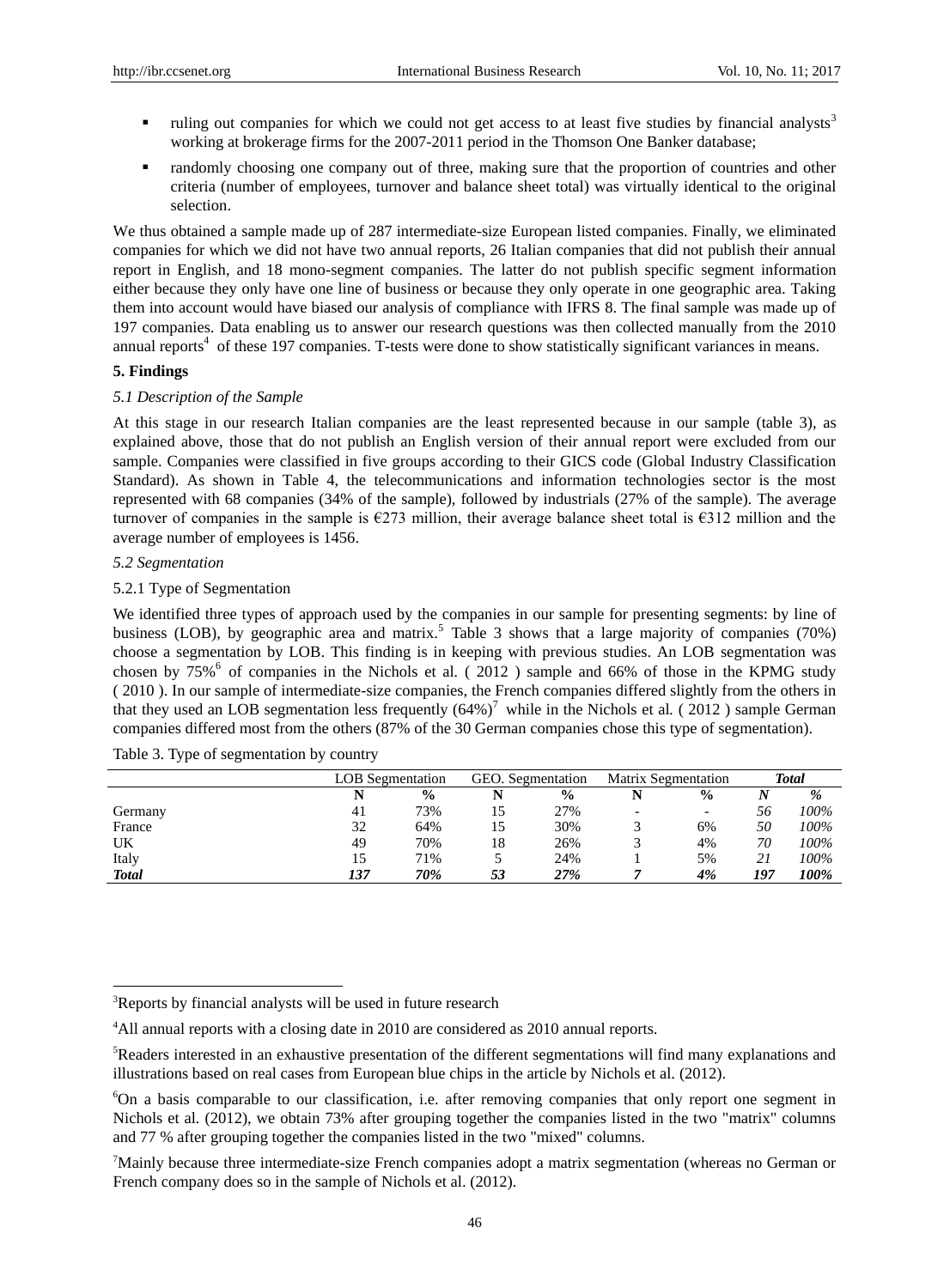- ruling out companies for which we could not get access to at least five studies by financial analysts[3] working at brokerage firms for the 2007-2011 period in the Thomson One Banker database;
- randomly choosing one company out of three, making sure that the proportion of countries and other criteria (number of employees, turnover and balance sheet total) was virtually identical to the original selection.

We thus obtained a sample made up of 287 intermediate-size European listed companies. Finally, we eliminated companies for which we did not have two annual reports, 26 Italian companies that did not publish their annual report in English, and 18 mono-segment companies. The latter do not publish specific segment information either because they only have one line of business or because they only operate in one geographic area. Taking them into account would have biased our analysis of compliance with IFRS 8. The final sample was made up of 197 companies. Data enabling us to answer our research questions was then collected manually from the 2010 annual reports[4] of these 197 companies. T-tests were done to show statistically significant variances in means.

## 5. Findings

### *5.1 Description of the Sample*

At this stage in our research Italian companies are the least represented because in our sample (table 3), as explained above, those that do not publish an English version of their annual report were excluded from our sample. Companies were classified in five groups according to their GICS code (Global Industry Classification Standard). As shown in Table 4, the telecommunications and information technologies sector is the most represented with 68 companies (34% of the sample), followed by industrials (27% of the sample). The average turnover of companies in the sample is €273 million, their average balance sheet total is €312 million and the average number of employees is 1456.

### *5.2 Segmentation*

#### 5.2.1 Type of Segmentation

We identified three types of approach used by the companies in our sample for presenting segments: by line of business (LOB), by geographic area and matrix.[5] Table 3 shows that a large majority of companies (70%) choose a segmentation by LOB. This finding is in keeping with previous studies. An LOB segmentation was chosen by 75%[6] of companies in the Nichols et al. ( 2012 ) sample and 66% of those in the KPMG study ( 2010 ). In our sample of intermediate-size companies, the French companies differed slightly from the others in that they used an LOB segmentation less frequently (64%)[7] while in the Nichols et al. ( 2012 ) sample German companies differed most from the others (87% of the 30 German companies chose this type of segmentation).

Table 3. Type of segmentation by country

| | LOB Segmentation | | GEO. Segmentation | | Matrix Segmentation | | *Total* | |
|---|---|---|---|---|---|---|---|---|
| | **N** | **%** | **N** | **%** | **N** | **%** | ***N*** | ***%*** |
| Germany | 41 | 73% | 15 | 27% | - | - | *56* | *100%* |
| France | 32 | 64% | 15 | 30% | 3 | 6% | *50* | *100%* |
| UK | 49 | 70% | 18 | 26% | 3 | 4% | *70* | *100%* |
| Italy | 15 | 71% | 5 | 24% | 1 | 5% | *21* | *100%* |
| ***Total*** | ***137*** | ***70%*** | ***53*** | ***27%*** | ***7*** | ***4%*** | ***197*** | ***100%*** |

---

[3]Reports by financial analysts will be used in future research

[4]All annual reports with a closing date in 2010 are considered as 2010 annual reports.

[5]Readers interested in an exhaustive presentation of the different segmentations will find many explanations and illustrations based on real cases from European blue chips in the article by Nichols et al. (2012).

[6]On a basis comparable to our classification, i.e. after removing companies that only report one segment in Nichols et al. (2012), we obtain 73% after grouping together the companies listed in the two "matrix" columns and 77 % after grouping together the companies listed in the two "mixed" columns.

[7]Mainly because three intermediate-size French companies adopt a matrix segmentation (whereas no German or French company does so in the sample of Nichols et al. (2012).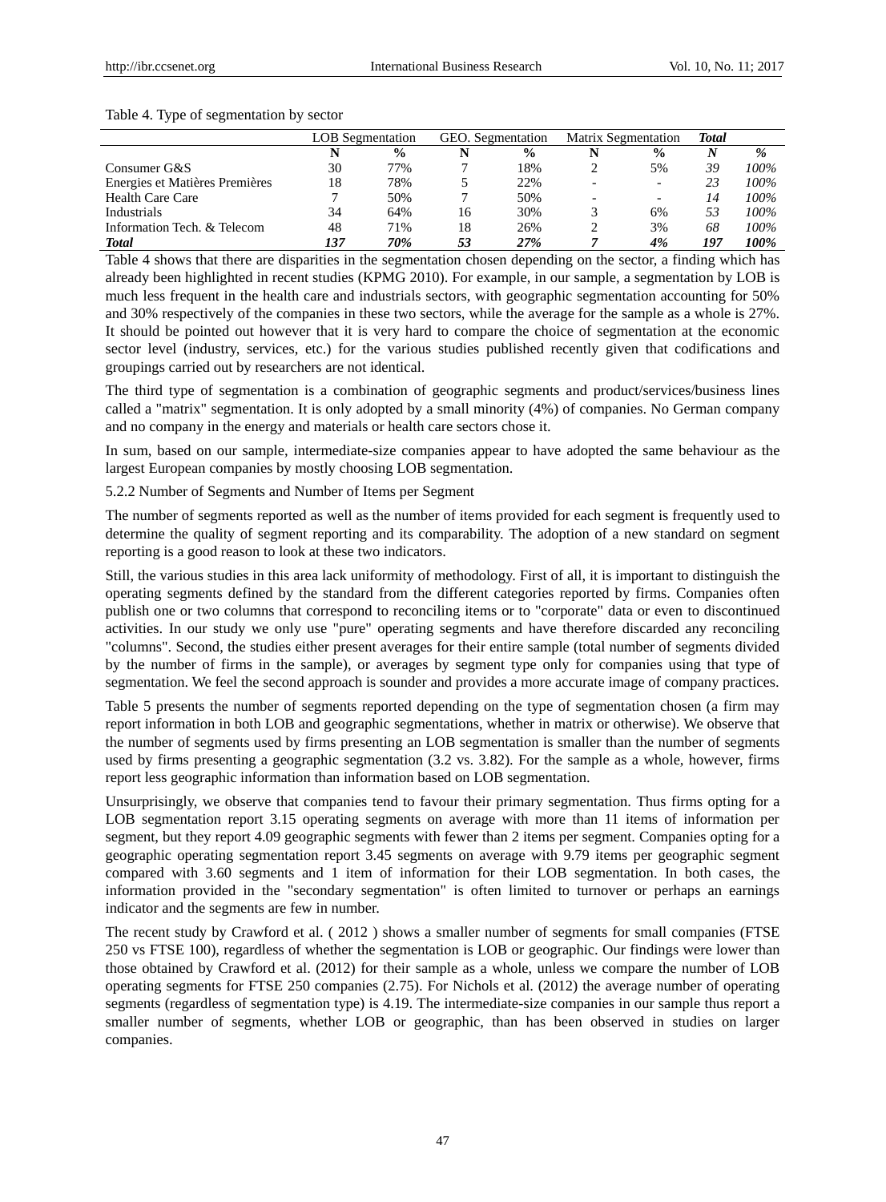Table 4. Type of segmentation by sector

| | LOB Segmentation | | GEO. Segmentation | | Matrix Segmentation | | ***Total*** | |
|---|---|---|---|---|---|---|---|---|
| | **N** | **%** | **N** | **%** | **N** | **%** | ***N*** | ***%*** |
| Consumer G&S | 30 | 77% | 7 | 18% | 2 | 5% | *39* | *100%* |
| Energies et Matières Premières | 18 | 78% | 5 | 22% | - | - | *23* | *100%* |
| Health Care Care | 7 | 50% | 7 | 50% | - | - | *14* | *100%* |
| Industrials | 34 | 64% | 16 | 30% | 3 | 6% | *53* | *100%* |
| Information Tech. & Telecom | 48 | 71% | 18 | 26% | 2 | 3% | *68* | *100%* |
| ***Total*** | ***137*** | ***70%*** | ***53*** | ***27%*** | ***7*** | ***4%*** | ***197*** | ***100%*** |

Table 4 shows that there are disparities in the segmentation chosen depending on the sector, a finding which has already been highlighted in recent studies (KPMG 2010). For example, in our sample, a segmentation by LOB is much less frequent in the health care and industrials sectors, with geographic segmentation accounting for 50% and 30% respectively of the companies in these two sectors, while the average for the sample as a whole is 27%. It should be pointed out however that it is very hard to compare the choice of segmentation at the economic sector level (industry, services, etc.) for the various studies published recently given that codifications and groupings carried out by researchers are not identical.

The third type of segmentation is a combination of geographic segments and product/services/business lines called a "matrix" segmentation. It is only adopted by a small minority (4%) of companies. No German company and no company in the energy and materials or health care sectors chose it.

In sum, based on our sample, intermediate-size companies appear to have adopted the same behaviour as the largest European companies by mostly choosing LOB segmentation.

5.2.2 Number of Segments and Number of Items per Segment

The number of segments reported as well as the number of items provided for each segment is frequently used to determine the quality of segment reporting and its comparability. The adoption of a new standard on segment reporting is a good reason to look at these two indicators.

Still, the various studies in this area lack uniformity of methodology. First of all, it is important to distinguish the operating segments defined by the standard from the different categories reported by firms. Companies often publish one or two columns that correspond to reconciling items or to "corporate" data or even to discontinued activities. In our study we only use "pure" operating segments and have therefore discarded any reconciling "columns". Second, the studies either present averages for their entire sample (total number of segments divided by the number of firms in the sample), or averages by segment type only for companies using that type of segmentation. We feel the second approach is sounder and provides a more accurate image of company practices.

Table 5 presents the number of segments reported depending on the type of segmentation chosen (a firm may report information in both LOB and geographic segmentations, whether in matrix or otherwise). We observe that the number of segments used by firms presenting an LOB segmentation is smaller than the number of segments used by firms presenting a geographic segmentation (3.2 vs. 3.82). For the sample as a whole, however, firms report less geographic information than information based on LOB segmentation.

Unsurprisingly, we observe that companies tend to favour their primary segmentation. Thus firms opting for a LOB segmentation report 3.15 operating segments on average with more than 11 items of information per segment, but they report 4.09 geographic segments with fewer than 2 items per segment. Companies opting for a geographic operating segmentation report 3.45 segments on average with 9.79 items per geographic segment compared with 3.60 segments and 1 item of information for their LOB segmentation. In both cases, the information provided in the "secondary segmentation" is often limited to turnover or perhaps an earnings indicator and the segments are few in number.

The recent study by Crawford et al. ( 2012 ) shows a smaller number of segments for small companies (FTSE 250 vs FTSE 100), regardless of whether the segmentation is LOB or geographic. Our findings were lower than those obtained by Crawford et al. (2012) for their sample as a whole, unless we compare the number of LOB operating segments for FTSE 250 companies (2.75). For Nichols et al. (2012) the average number of operating segments (regardless of segmentation type) is 4.19. The intermediate-size companies in our sample thus report a smaller number of segments, whether LOB or geographic, than has been observed in studies on larger companies.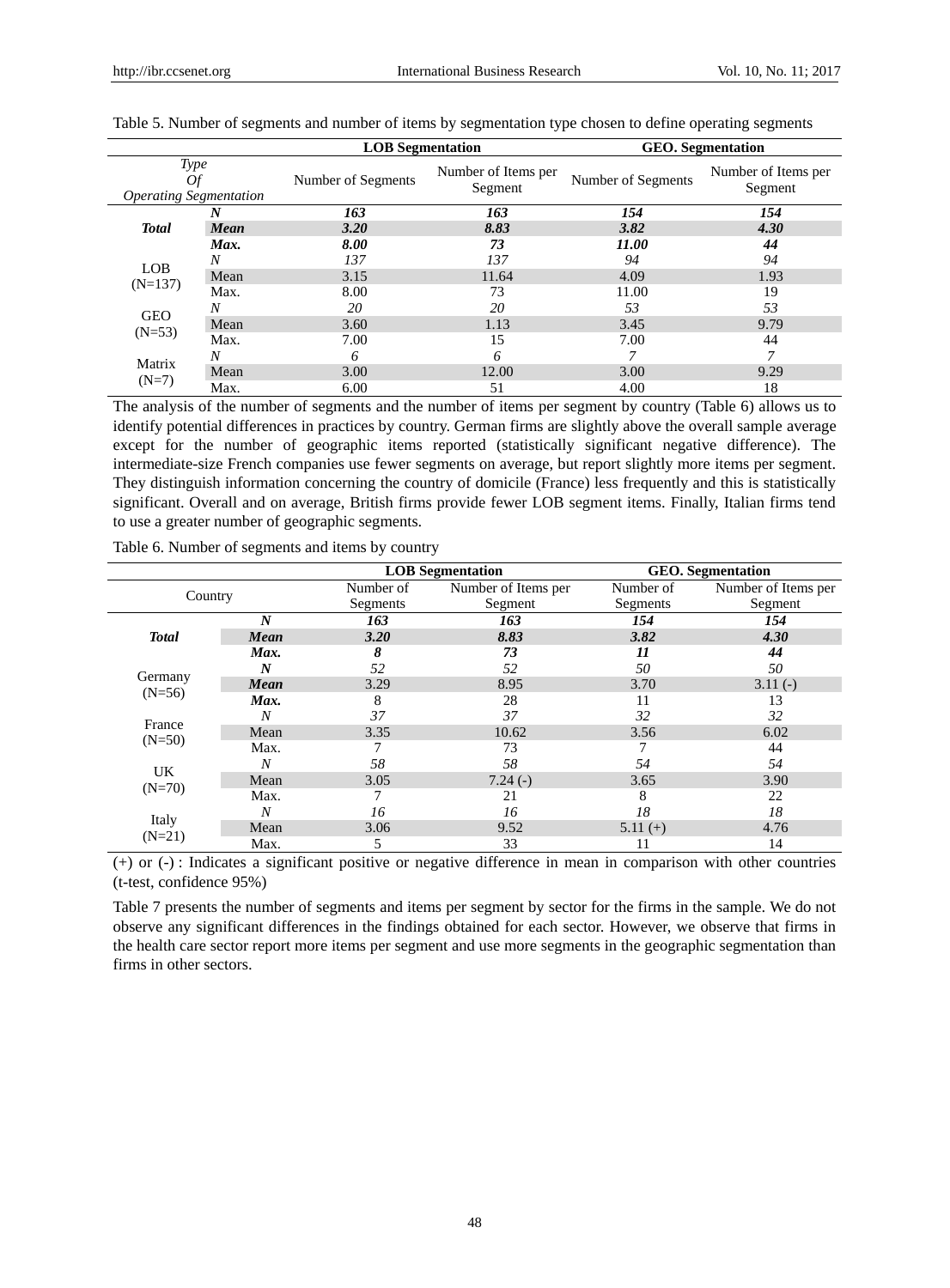Table 5. Number of segments and number of items by segmentation type chosen to define operating segments

| *Type Of Operating Segmentation* | | LOB Segmentation | | GEO. Segmentation | |
|---|---|---|---|---|---|
| | | Number of Segments | Number of Items per Segment | Number of Segments | Number of Items per Segment |
| **Total** | ***N*** | ***163*** | ***163*** | ***154*** | ***154*** |
| | ***Mean*** | ***3.20*** | ***8.83*** | ***3.82*** | ***4.30*** |
| | ***Max.*** | ***8.00*** | ***73*** | ***11.00*** | ***44*** |
| LOB (N=137) | *N* | *137* | *137* | *94* | *94* |
| | Mean | 3.15 | 11.64 | 4.09 | 1.93 |
| | Max. | 8.00 | 73 | 11.00 | 19 |
| GEO (N=53) | *N* | *20* | *20* | *53* | *53* |
| | Mean | 3.60 | 1.13 | 3.45 | 9.79 |
| | Max. | 7.00 | 15 | 7.00 | 44 |
| Matrix (N=7) | *N* | *6* | *6* | *7* | *7* |
| | Mean | 3.00 | 12.00 | 3.00 | 9.29 |
| | Max. | 6.00 | 51 | 4.00 | 18 |

The analysis of the number of segments and the number of items per segment by country (Table 6) allows us to identify potential differences in practices by country. German firms are slightly above the overall sample average except for the number of geographic items reported (statistically significant negative difference). The intermediate-size French companies use fewer segments on average, but report slightly more items per segment. They distinguish information concerning the country of domicile (France) less frequently and this is statistically significant. Overall and on average, British firms provide fewer LOB segment items. Finally, Italian firms tend to use a greater number of geographic segments.

Table 6. Number of segments and items by country

| Country | | LOB Segmentation | | GEO. Segmentation | |
|---|---|---|---|---|---|
| | | Number of Segments | Number of Items per Segment | Number of Segments | Number of Items per Segment |
| **Total** | ***N*** | ***163*** | ***163*** | ***154*** | ***154*** |
| | ***Mean*** | ***3.20*** | ***8.83*** | ***3.82*** | ***4.30*** |
| | ***Max.*** | ***8*** | ***73*** | ***11*** | ***44*** |
| Germany (N=56) | ***N*** | *52* | *52* | *50* | *50* |
| | ***Mean*** | 3.29 | 8.95 | 3.70 | 3.11 (-) |
| | ***Max.*** | 8 | 28 | 11 | 13 |
| France (N=50) | *N* | *37* | *37* | *32* | *32* |
| | Mean | 3.35 | 10.62 | 3.56 | 6.02 |
| | Max. | 7 | 73 | 7 | 44 |
| UK (N=70) | *N* | *58* | *58* | *54* | *54* |
| | Mean | 3.05 | 7.24 (-) | 3.65 | 3.90 |
| | Max. | 7 | 21 | 8 | 22 |
| Italy (N=21) | *N* | *16* | *16* | *18* | *18* |
| | Mean | 3.06 | 9.52 | 5.11 (+) | 4.76 |
| | Max. | 5 | 33 | 11 | 14 |

(+) or (-) : Indicates a significant positive or negative difference in mean in comparison with other countries (t-test, confidence 95%)

Table 7 presents the number of segments and items per segment by sector for the firms in the sample. We do not observe any significant differences in the findings obtained for each sector. However, we observe that firms in the health care sector report more items per segment and use more segments in the geographic segmentation than firms in other sectors.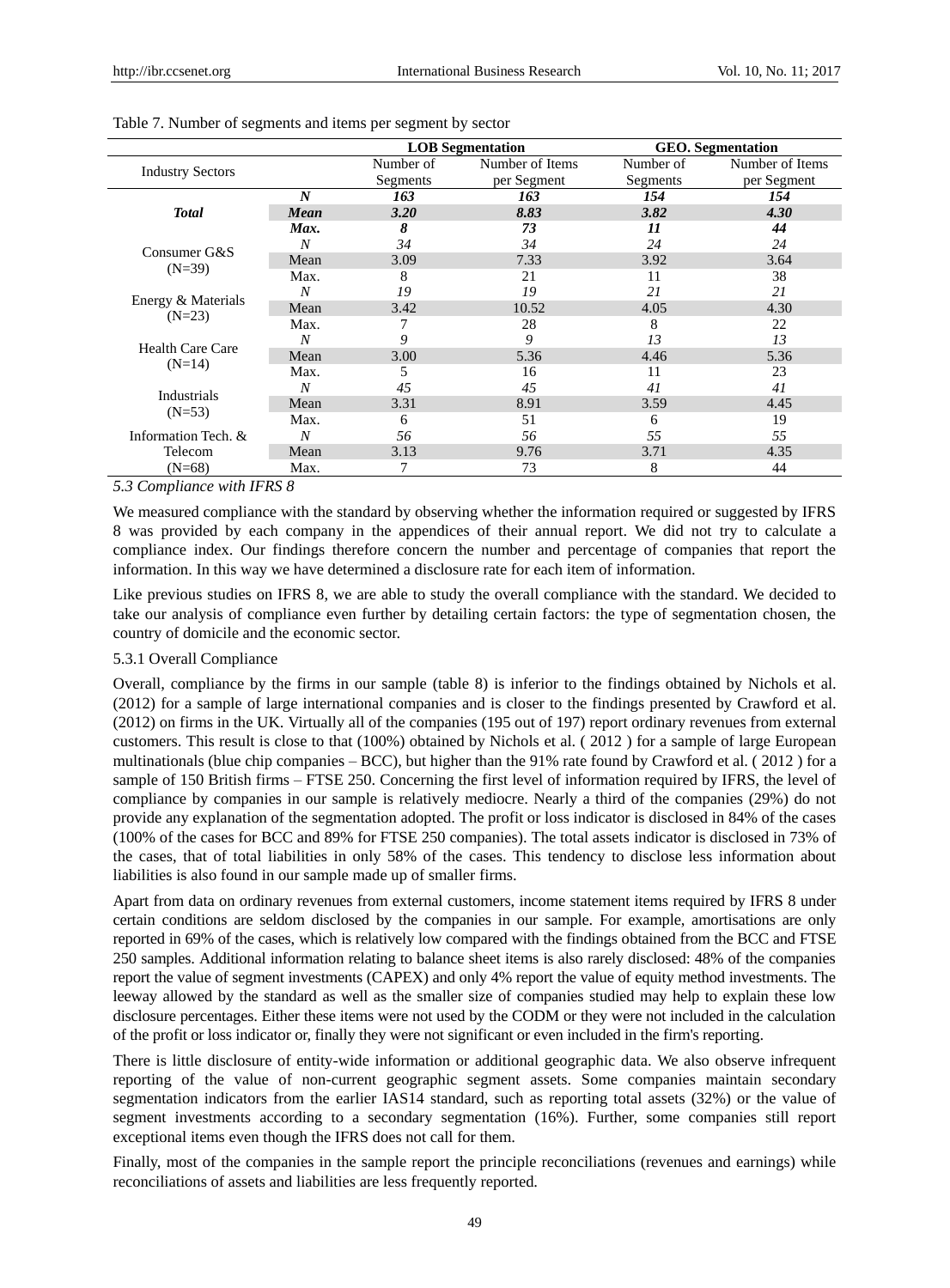Table 7. Number of segments and items per segment by sector

| Industry Sectors | | LOB Segmentation | | GEO. Segmentation | |
|---|---|---|---|---|---|
| | | Number of Segments | Number of Items per Segment | Number of Segments | Number of Items per Segment |
| ***Total*** | ***N*** | ***163*** | ***163*** | ***154*** | ***154*** |
| | ***Mean*** | ***3.20*** | ***8.83*** | ***3.82*** | ***4.30*** |
| | ***Max.*** | ***8*** | ***73*** | ***11*** | ***44*** |
| Consumer G&S (N=39) | *N* | *34* | *34* | *24* | *24* |
| | Mean | 3.09 | 7.33 | 3.92 | 3.64 |
| | Max. | 8 | 21 | 11 | 38 |
| Energy & Materials (N=23) | *N* | *19* | *19* | *21* | *21* |
| | Mean | 3.42 | 10.52 | 4.05 | 4.30 |
| | Max. | 7 | 28 | 8 | 22 |
| Health Care Care (N=14) | *N* | *9* | *9* | *13* | *13* |
| | Mean | 3.00 | 5.36 | 4.46 | 5.36 |
| | Max. | 5 | 16 | 11 | 23 |
| Industrials (N=53) | *N* | *45* | *45* | *41* | *41* |
| | Mean | 3.31 | 8.91 | 3.59 | 4.45 |
| | Max. | 6 | 51 | 6 | 19 |
| Information Tech. & Telecom (N=68) | *N* | *56* | *56* | *55* | *55* |
| | Mean | 3.13 | 9.76 | 3.71 | 4.35 |
| | Max. | 7 | 73 | 8 | 44 |

### *5.3 Compliance with IFRS 8*

We measured compliance with the standard by observing whether the information required or suggested by IFRS 8 was provided by each company in the appendices of their annual report. We did not try to calculate a compliance index. Our findings therefore concern the number and percentage of companies that report the information. In this way we have determined a disclosure rate for each item of information.

Like previous studies on IFRS 8, we are able to study the overall compliance with the standard. We decided to take our analysis of compliance even further by detailing certain factors: the type of segmentation chosen, the country of domicile and the economic sector.

#### 5.3.1 Overall Compliance

Overall, compliance by the firms in our sample (table 8) is inferior to the findings obtained by Nichols et al. (2012) for a sample of large international companies and is closer to the findings presented by Crawford et al. (2012) on firms in the UK. Virtually all of the companies (195 out of 197) report ordinary revenues from external customers. This result is close to that (100%) obtained by Nichols et al. ( 2012 ) for a sample of large European multinationals (blue chip companies – BCC), but higher than the 91% rate found by Crawford et al. ( 2012 ) for a sample of 150 British firms – FTSE 250. Concerning the first level of information required by IFRS, the level of compliance by companies in our sample is relatively mediocre. Nearly a third of the companies (29%) do not provide any explanation of the segmentation adopted. The profit or loss indicator is disclosed in 84% of the cases (100% of the cases for BCC and 89% for FTSE 250 companies). The total assets indicator is disclosed in 73% of the cases, that of total liabilities in only 58% of the cases. This tendency to disclose less information about liabilities is also found in our sample made up of smaller firms.

Apart from data on ordinary revenues from external customers, income statement items required by IFRS 8 under certain conditions are seldom disclosed by the companies in our sample. For example, amortisations are only reported in 69% of the cases, which is relatively low compared with the findings obtained from the BCC and FTSE 250 samples. Additional information relating to balance sheet items is also rarely disclosed: 48% of the companies report the value of segment investments (CAPEX) and only 4% report the value of equity method investments. The leeway allowed by the standard as well as the smaller size of companies studied may help to explain these low disclosure percentages. Either these items were not used by the CODM or they were not included in the calculation of the profit or loss indicator or, finally they were not significant or even included in the firm's reporting.

There is little disclosure of entity-wide information or additional geographic data. We also observe infrequent reporting of the value of non-current geographic segment assets. Some companies maintain secondary segmentation indicators from the earlier IAS14 standard, such as reporting total assets (32%) or the value of segment investments according to a secondary segmentation (16%). Further, some companies still report exceptional items even though the IFRS does not call for them.

Finally, most of the companies in the sample report the principle reconciliations (revenues and earnings) while reconciliations of assets and liabilities are less frequently reported.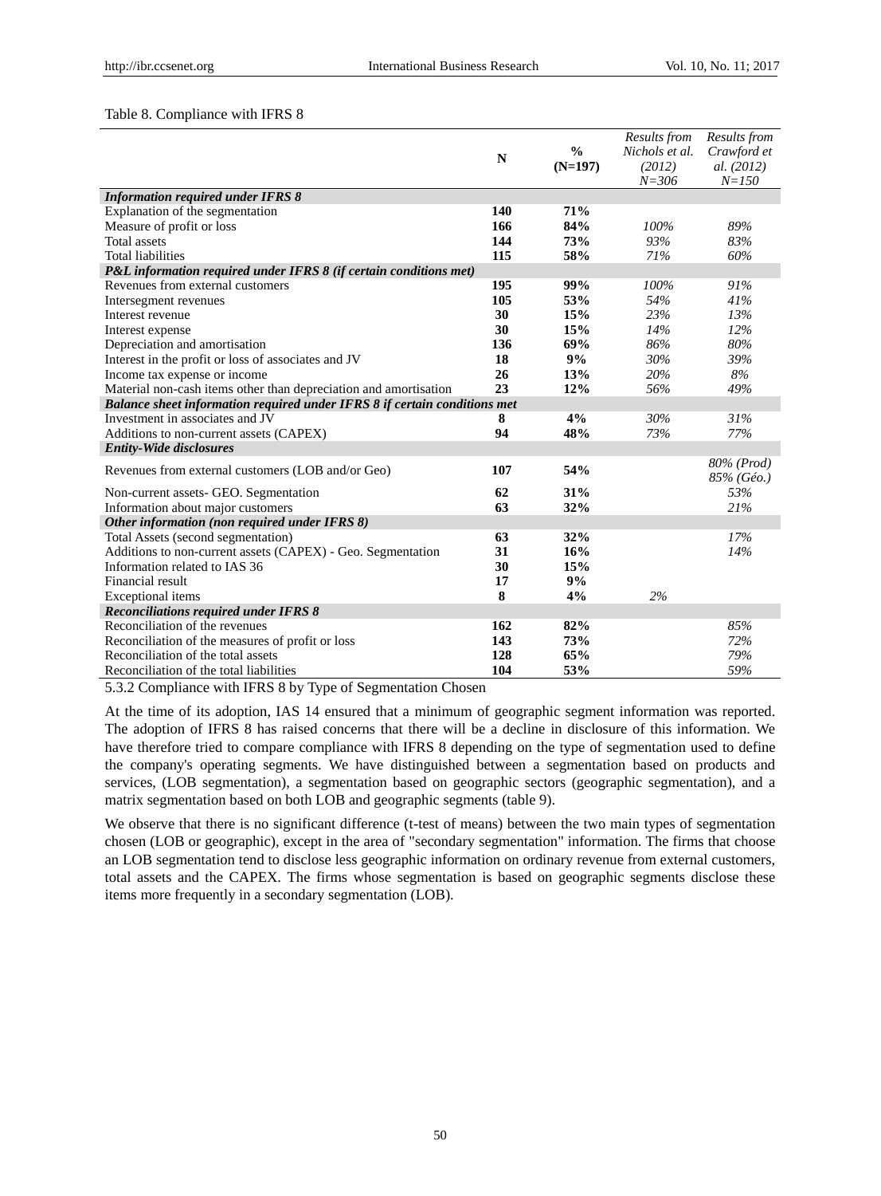Table 8. Compliance with IFRS 8

| | N | % (N=197) | *Results from Nichols et al. (2012) N=306* | *Results from Crawford et al. (2012) N=150* |
|---|---|---|---|---|
| ***Information required under IFRS 8*** | | | | |
| Explanation of the segmentation | **140** | **71%** | | |
| Measure of profit or loss | **166** | **84%** | *100%* | *89%* |
| Total assets | **144** | **73%** | *93%* | *83%* |
| Total liabilities | **115** | **58%** | *71%* | *60%* |
| ***P&L information required under IFRS 8 (if certain conditions met)*** | | | | |
| Revenues from external customers | **195** | **99%** | *100%* | *91%* |
| Intersegment revenues | **105** | **53%** | *54%* | *41%* |
| Interest revenue | **30** | **15%** | *23%* | *13%* |
| Interest expense | **30** | **15%** | *14%* | *12%* |
| Depreciation and amortisation | **136** | **69%** | *86%* | *80%* |
| Interest in the profit or loss of associates and JV | **18** | **9%** | *30%* | *39%* |
| Income tax expense or income | **26** | **13%** | *20%* | *8%* |
| Material non-cash items other than depreciation and amortisation | **23** | **12%** | *56%* | *49%* |
| ***Balance sheet information required under IFRS 8 if certain conditions met*** | | | | |
| Investment in associates and JV | **8** | **4%** | *30%* | *31%* |
| Additions to non-current assets (CAPEX) | **94** | **48%** | *73%* | *77%* |
| ***Entity-Wide disclosures*** | | | | |
| Revenues from external customers (LOB and/or Geo) | **107** | **54%** | | *80% (Prod)* *85% (Géo.)* |
| Non-current assets- GEO. Segmentation | **62** | **31%** | | *53%* |
| Information about major customers | **63** | **32%** | | *21%* |
| ***Other information (non required under IFRS 8)*** | | | | |
| Total Assets (second segmentation) | **63** | **32%** | | *17%* |
| Additions to non-current assets (CAPEX) - Geo. Segmentation | **31** | **16%** | | *14%* |
| Information related to IAS 36 | **30** | **15%** | | |
| Financial result | **17** | **9%** | | |
| Exceptional items | **8** | **4%** | *2%* | |
| ***Reconciliations required under IFRS 8*** | | | | |
| Reconciliation of the revenues | **162** | **82%** | | *85%* |
| Reconciliation of the measures of profit or loss | **143** | **73%** | | *72%* |
| Reconciliation of the total assets | **128** | **65%** | | *79%* |
| Reconciliation of the total liabilities | **104** | **53%** | | *59%* |

### 5.3.2 Compliance with IFRS 8 by Type of Segmentation Chosen

At the time of its adoption, IAS 14 ensured that a minimum of geographic segment information was reported. The adoption of IFRS 8 has raised concerns that there will be a decline in disclosure of this information. We have therefore tried to compare compliance with IFRS 8 depending on the type of segmentation used to define the company's operating segments. We have distinguished between a segmentation based on products and services, (LOB segmentation), a segmentation based on geographic sectors (geographic segmentation), and a matrix segmentation based on both LOB and geographic segments (table 9).

We observe that there is no significant difference (t-test of means) between the two main types of segmentation chosen (LOB or geographic), except in the area of "secondary segmentation" information. The firms that choose an LOB segmentation tend to disclose less geographic information on ordinary revenue from external customers, total assets and the CAPEX. The firms whose segmentation is based on geographic segments disclose these items more frequently in a secondary segmentation (LOB).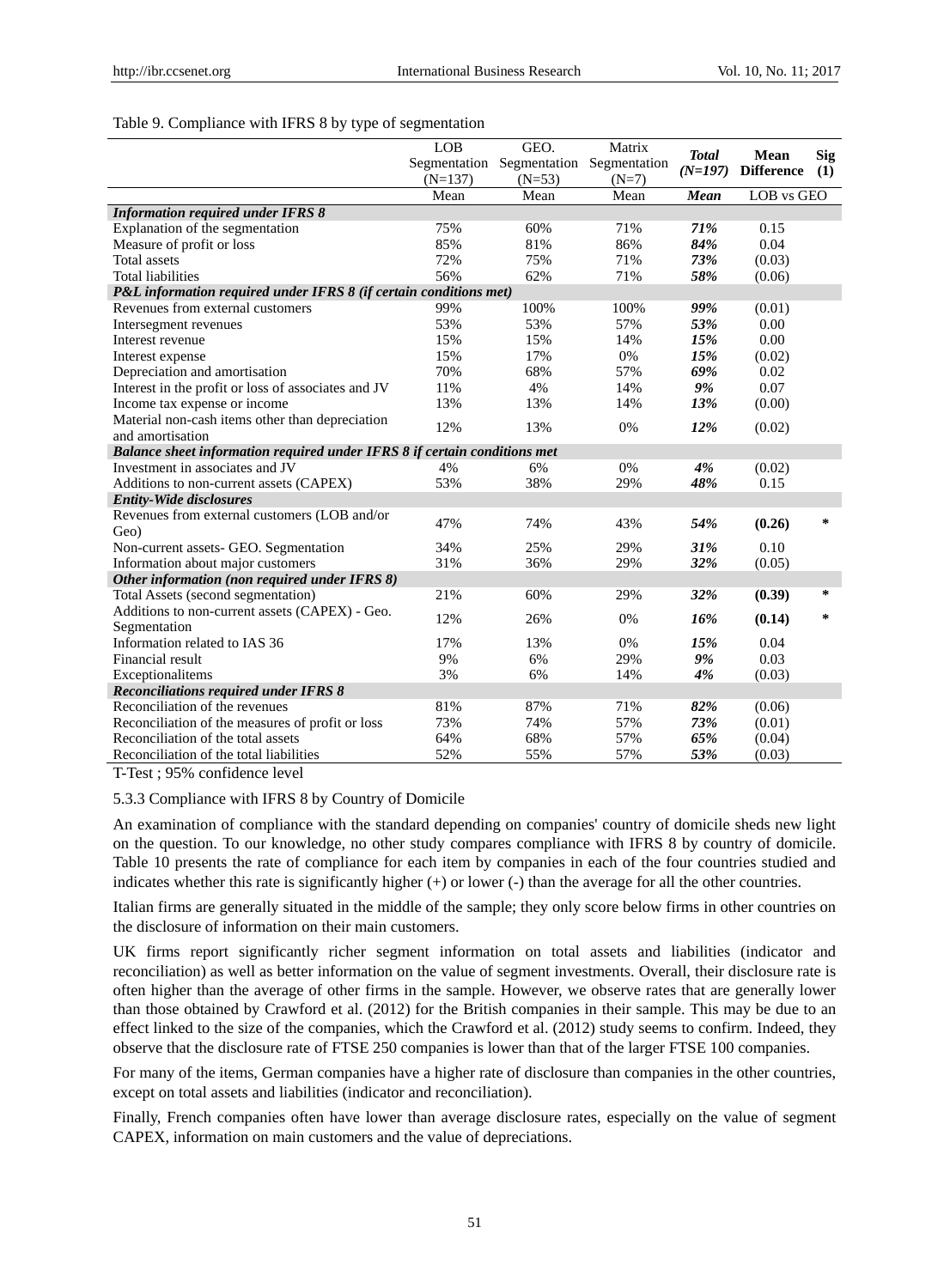Table 9. Compliance with IFRS 8 by type of segmentation

| | LOB Segmentation (N=137) | GEO. Segmentation (N=53) | Matrix Segmentation (N=7) | ***Total (N=197)*** | **Mean Difference** | **Sig (1)** |
|---|---|---|---|---|---|---|
| | Mean | Mean | Mean | ***Mean*** | LOB vs GEO | |
| ***Information required under IFRS 8*** | | | | | | |
| Explanation of the segmentation | 75% | 60% | 71% | ***71%*** | 0.15 | |
| Measure of profit or loss | 85% | 81% | 86% | ***84%*** | 0.04 | |
| Total assets | 72% | 75% | 71% | ***73%*** | (0.03) | |
| Total liabilities | 56% | 62% | 71% | ***58%*** | (0.06) | |
| ***P&L information required under IFRS 8 (if certain conditions met)*** | | | | | | |
| Revenues from external customers | 99% | 100% | 100% | ***99%*** | (0.01) | |
| Intersegment revenues | 53% | 53% | 57% | ***53%*** | 0.00 | |
| Interest revenue | 15% | 15% | 14% | ***15%*** | 0.00 | |
| Interest expense | 15% | 17% | 0% | ***15%*** | (0.02) | |
| Depreciation and amortisation | 70% | 68% | 57% | ***69%*** | 0.02 | |
| Interest in the profit or loss of associates and JV | 11% | 4% | 14% | ***9%*** | 0.07 | |
| Income tax expense or income | 13% | 13% | 14% | ***13%*** | (0.00) | |
| Material non-cash items other than depreciation and amortisation | 12% | 13% | 0% | ***12%*** | (0.02) | |
| ***Balance sheet information required under IFRS 8 if certain conditions met*** | | | | | | |
| Investment in associates and JV | 4% | 6% | 0% | ***4%*** | (0.02) | |
| Additions to non-current assets (CAPEX) | 53% | 38% | 29% | ***48%*** | 0.15 | |
| ***Entity-Wide disclosures*** | | | | | | |
| Revenues from external customers (LOB and/or Geo) | 47% | 74% | 43% | ***54%*** | **(0.26)** | * |
| Non-current assets- GEO. Segmentation | 34% | 25% | 29% | ***31%*** | 0.10 | |
| Information about major customers | 31% | 36% | 29% | ***32%*** | (0.05) | |
| ***Other information (non required under IFRS 8)*** | | | | | | |
| Total Assets (second segmentation) | 21% | 60% | 29% | ***32%*** | **(0.39)** | * |
| Additions to non-current assets (CAPEX) - Geo. Segmentation | 12% | 26% | 0% | ***16%*** | **(0.14)** | * |
| Information related to IAS 36 | 17% | 13% | 0% | ***15%*** | 0.04 | |
| Financial result | 9% | 6% | 29% | ***9%*** | 0.03 | |
| Exceptionalitems | 3% | 6% | 14% | ***4%*** | (0.03) | |
| ***Reconciliations required under IFRS 8*** | | | | | | |
| Reconciliation of the revenues | 81% | 87% | 71% | ***82%*** | (0.06) | |
| Reconciliation of the measures of profit or loss | 73% | 74% | 57% | ***73%*** | (0.01) | |
| Reconciliation of the total assets | 64% | 68% | 57% | ***65%*** | (0.04) | |
| Reconciliation of the total liabilities | 52% | 55% | 57% | ***53%*** | (0.03) | |

T-Test ; 95% confidence level

#### 5.3.3 Compliance with IFRS 8 by Country of Domicile

An examination of compliance with the standard depending on companies' country of domicile sheds new light on the question. To our knowledge, no other study compares compliance with IFRS 8 by country of domicile. Table 10 presents the rate of compliance for each item by companies in each of the four countries studied and indicates whether this rate is significantly higher (+) or lower (-) than the average for all the other countries.

Italian firms are generally situated in the middle of the sample; they only score below firms in other countries on the disclosure of information on their main customers.

UK firms report significantly richer segment information on total assets and liabilities (indicator and reconciliation) as well as better information on the value of segment investments. Overall, their disclosure rate is often higher than the average of other firms in the sample. However, we observe rates that are generally lower than those obtained by Crawford et al. (2012) for the British companies in their sample. This may be due to an effect linked to the size of the companies, which the Crawford et al. (2012) study seems to confirm. Indeed, they observe that the disclosure rate of FTSE 250 companies is lower than that of the larger FTSE 100 companies.

For many of the items, German companies have a higher rate of disclosure than companies in the other countries, except on total assets and liabilities (indicator and reconciliation).

Finally, French companies often have lower than average disclosure rates, especially on the value of segment CAPEX, information on main customers and the value of depreciations.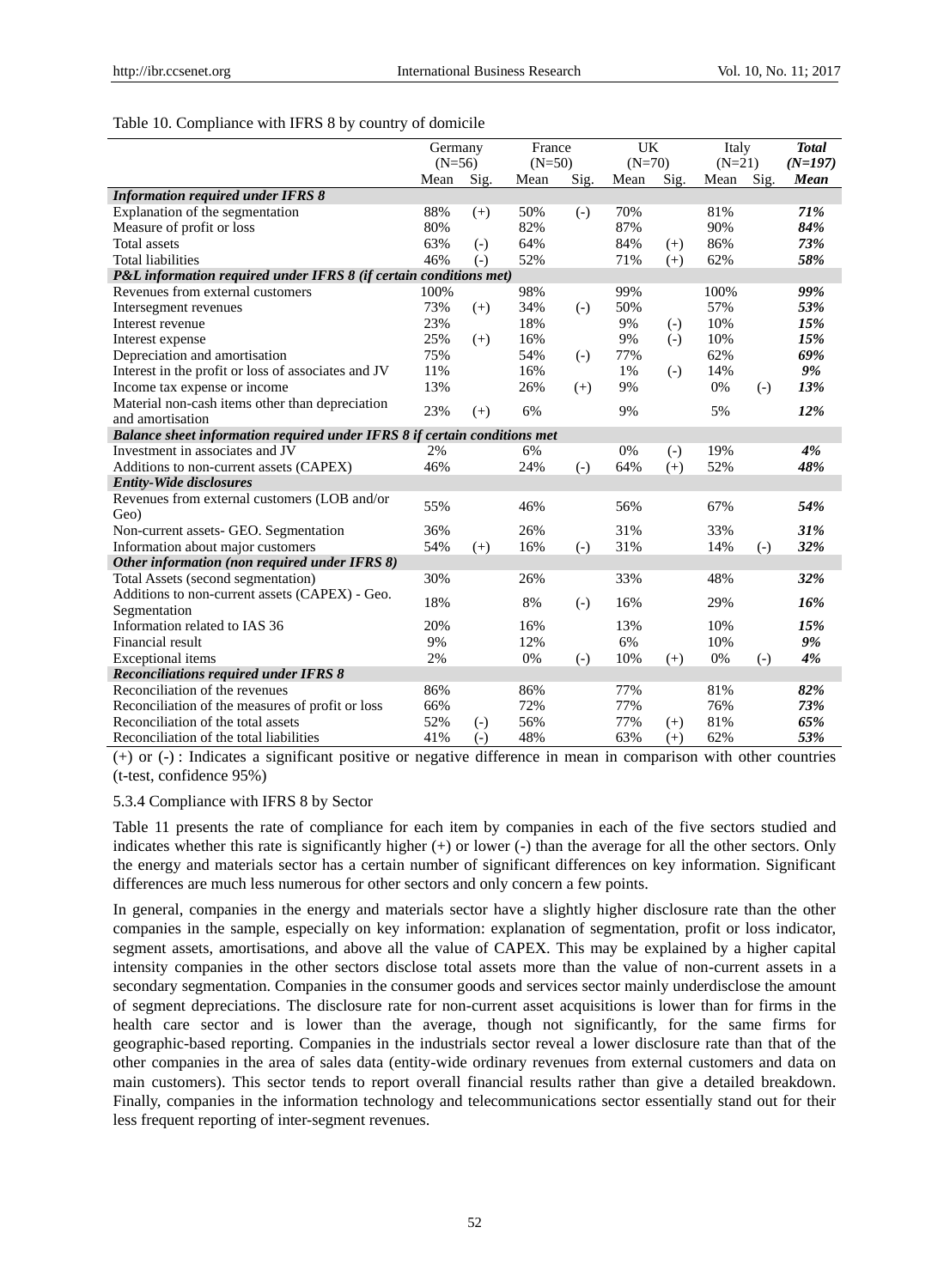Table 10. Compliance with IFRS 8 by country of domicile

| | Germany (N=56) | | France (N=50) | | UK (N=70) | | Italy (N=21) | | ***Total (N=197)*** |
|---|---|---|---|---|---|---|---|---|---|
| | Mean | Sig. | Mean | Sig. | Mean | Sig. | Mean | Sig. | ***Mean*** |
| ***Information required under IFRS 8*** | | | | | | | | | |
| Explanation of the segmentation | 88% | (+) | 50% | (-) | 70% | | 81% | | ***71%*** |
| Measure of profit or loss | 80% | | 82% | | 87% | | 90% | | ***84%*** |
| Total assets | 63% | (-) | 64% | | 84% | (+) | 86% | | ***73%*** |
| Total liabilities | 46% | (-) | 52% | | 71% | (+) | 62% | | ***58%*** |
| ***P&L information required under IFRS 8 (if certain conditions met)*** | | | | | | | | | |
| Revenues from external customers | 100% | | 98% | | 99% | | 100% | | ***99%*** |
| Intersegment revenues | 73% | (+) | 34% | (-) | 50% | | 57% | | ***53%*** |
| Interest revenue | 23% | | 18% | | 9% | (-) | 10% | | ***15%*** |
| Interest expense | 25% | (+) | 16% | | 9% | (-) | 10% | | ***15%*** |
| Depreciation and amortisation | 75% | | 54% | (-) | 77% | | 62% | | ***69%*** |
| Interest in the profit or loss of associates and JV | 11% | | 16% | | 1% | (-) | 14% | | ***9%*** |
| Income tax expense or income | 13% | | 26% | (+) | 9% | | 0% | (-) | ***13%*** |
| Material non-cash items other than depreciation and amortisation | 23% | (+) | 6% | | 9% | | 5% | | ***12%*** |
| ***Balance sheet information required under IFRS 8 if certain conditions met*** | | | | | | | | | |
| Investment in associates and JV | 2% | | 6% | | 0% | (-) | 19% | | ***4%*** |
| Additions to non-current assets (CAPEX) | 46% | | 24% | (-) | 64% | (+) | 52% | | ***48%*** |
| ***Entity-Wide disclosures*** | | | | | | | | | |
| Revenues from external customers (LOB and/or Geo) | 55% | | 46% | | 56% | | 67% | | ***54%*** |
| Non-current assets- GEO. Segmentation | 36% | | 26% | | 31% | | 33% | | ***31%*** |
| Information about major customers | 54% | (+) | 16% | (-) | 31% | | 14% | (-) | ***32%*** |
| ***Other information (non required under IFRS 8)*** | | | | | | | | | |
| Total Assets (second segmentation) | 30% | | 26% | | 33% | | 48% | | ***32%*** |
| Additions to non-current assets (CAPEX) - Geo. Segmentation | 18% | | 8% | (-) | 16% | | 29% | | ***16%*** |
| Information related to IAS 36 | 20% | | 16% | | 13% | | 10% | | ***15%*** |
| Financial result | 9% | | 12% | | 6% | | 10% | | ***9%*** |
| Exceptional items | 2% | | 0% | (-) | 10% | (+) | 0% | (-) | ***4%*** |
| ***Reconciliations required under IFRS 8*** | | | | | | | | | |
| Reconciliation of the revenues | 86% | | 86% | | 77% | | 81% | | ***82%*** |
| Reconciliation of the measures of profit or loss | 66% | | 72% | | 77% | | 76% | | ***73%*** |
| Reconciliation of the total assets | 52% | (-) | 56% | | 77% | (+) | 81% | | ***65%*** |
| Reconciliation of the total liabilities | 41% | (-) | 48% | | 63% | (+) | 62% | | ***53%*** |

(+) or (-) : Indicates a significant positive or negative difference in mean in comparison with other countries (t-test, confidence 95%)

#### 5.3.4 Compliance with IFRS 8 by Sector

Table 11 presents the rate of compliance for each item by companies in each of the five sectors studied and indicates whether this rate is significantly higher (+) or lower (-) than the average for all the other sectors. Only the energy and materials sector has a certain number of significant differences on key information. Significant differences are much less numerous for other sectors and only concern a few points.

In general, companies in the energy and materials sector have a slightly higher disclosure rate than the other companies in the sample, especially on key information: explanation of segmentation, profit or loss indicator, segment assets, amortisations, and above all the value of CAPEX. This may be explained by a higher capital intensity companies in the other sectors disclose total assets more than the value of non-current assets in a secondary segmentation. Companies in the consumer goods and services sector mainly underdisclose the amount of segment depreciations. The disclosure rate for non-current asset acquisitions is lower than for firms in the health care sector and is lower than the average, though not significantly, for the same firms for geographic-based reporting. Companies in the industrials sector reveal a lower disclosure rate than that of the other companies in the area of sales data (entity-wide ordinary revenues from external customers and data on main customers). This sector tends to report overall financial results rather than give a detailed breakdown. Finally, companies in the information technology and telecommunications sector essentially stand out for their less frequent reporting of inter-segment revenues.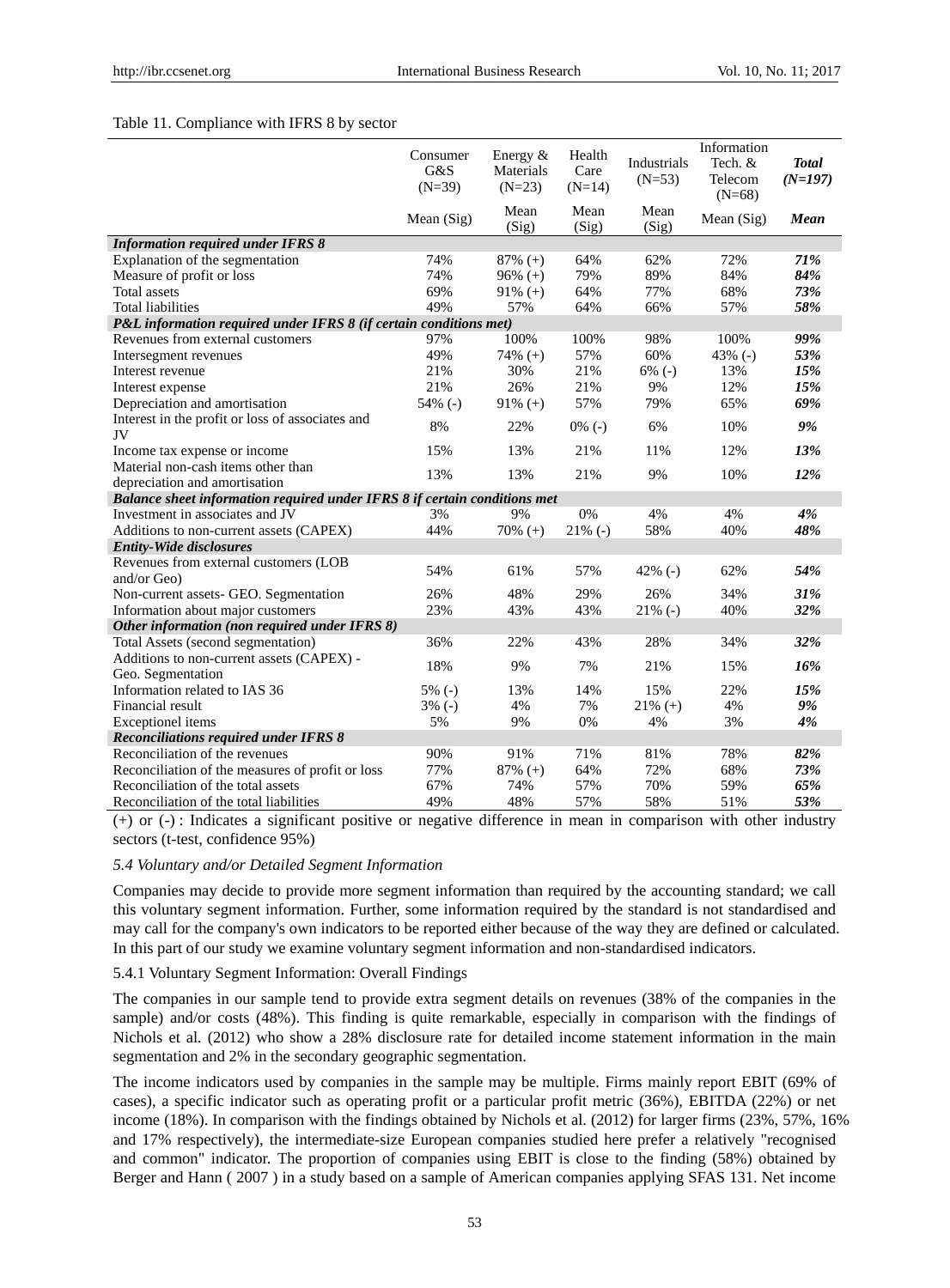Table 11. Compliance with IFRS 8 by sector

| | Consumer G&S (N=39) | Energy & Materials (N=23) | Health Care (N=14) | Industrials (N=53) | Information Tech. & Telecom (N=68) | ***Total (N=197)*** |
|---|---|---|---|---|---|---|
| | Mean (Sig) | Mean (Sig) | Mean (Sig) | Mean (Sig) | Mean (Sig) | ***Mean*** |
| ***Information required under IFRS 8*** | | | | | | |
| Explanation of the segmentation | 74% | 87% (+) | 64% | 62% | 72% | ***71%*** |
| Measure of profit or loss | 74% | 96% (+) | 79% | 89% | 84% | ***84%*** |
| Total assets | 69% | 91% (+) | 64% | 77% | 68% | ***73%*** |
| Total liabilities | 49% | 57% | 64% | 66% | 57% | ***58%*** |
| ***P&L information required under IFRS 8 (if certain conditions met)*** | | | | | | |
| Revenues from external customers | 97% | 100% | 100% | 98% | 100% | ***99%*** |
| Intersegment revenues | 49% | 74% (+) | 57% | 60% | 43% (-) | ***53%*** |
| Interest revenue | 21% | 30% | 21% | 6% (-) | 13% | ***15%*** |
| Interest expense | 21% | 26% | 21% | 9% | 12% | ***15%*** |
| Depreciation and amortisation | 54% (-) | 91% (+) | 57% | 79% | 65% | ***69%*** |
| Interest in the profit or loss of associates and JV | 8% | 22% | 0% (-) | 6% | 10% | ***9%*** |
| Income tax expense or income | 15% | 13% | 21% | 11% | 12% | ***13%*** |
| Material non-cash items other than depreciation and amortisation | 13% | 13% | 21% | 9% | 10% | ***12%*** |
| ***Balance sheet information required under IFRS 8 if certain conditions met*** | | | | | | |
| Investment in associates and JV | 3% | 9% | 0% | 4% | 4% | ***4%*** |
| Additions to non-current assets (CAPEX) | 44% | 70% (+) | 21% (-) | 58% | 40% | ***48%*** |
| ***Entity-Wide disclosures*** | | | | | | |
| Revenues from external customers (LOB and/or Geo) | 54% | 61% | 57% | 42% (-) | 62% | ***54%*** |
| Non-current assets- GEO. Segmentation | 26% | 48% | 29% | 26% | 34% | ***31%*** |
| Information about major customers | 23% | 43% | 43% | 21% (-) | 40% | ***32%*** |
| ***Other information (non required under IFRS 8)*** | | | | | | |
| Total Assets (second segmentation) | 36% | 22% | 43% | 28% | 34% | ***32%*** |
| Additions to non-current assets (CAPEX) - Geo. Segmentation | 18% | 9% | 7% | 21% | 15% | ***16%*** |
| Information related to IAS 36 | 5% (-) | 13% | 14% | 15% | 22% | ***15%*** |
| Financial result | 3% (-) | 4% | 7% | 21% (+) | 4% | ***9%*** |
| Exceptionel items | 5% | 9% | 0% | 4% | 3% | ***4%*** |
| ***Reconciliations required under IFRS 8*** | | | | | | |
| Reconciliation of the revenues | 90% | 91% | 71% | 81% | 78% | ***82%*** |
| Reconciliation of the measures of profit or loss | 77% | 87% (+) | 64% | 72% | 68% | ***73%*** |
| Reconciliation of the total assets | 67% | 74% | 57% | 70% | 59% | ***65%*** |
| Reconciliation of the total liabilities | 49% | 48% | 57% | 58% | 51% | ***53%*** |

(+) or (-) : Indicates a significant positive or negative difference in mean in comparison with other industry sectors (t-test, confidence 95%)

### *5.4 Voluntary and/or Detailed Segment Information*

Companies may decide to provide more segment information than required by the accounting standard; we call this voluntary segment information. Further, some information required by the standard is not standardised and may call for the company's own indicators to be reported either because of the way they are defined or calculated. In this part of our study we examine voluntary segment information and non-standardised indicators.

#### 5.4.1 Voluntary Segment Information: Overall Findings

The companies in our sample tend to provide extra segment details on revenues (38% of the companies in the sample) and/or costs (48%). This finding is quite remarkable, especially in comparison with the findings of Nichols et al. (2012) who show a 28% disclosure rate for detailed income statement information in the main segmentation and 2% in the secondary geographic segmentation.

The income indicators used by companies in the sample may be multiple. Firms mainly report EBIT (69% of cases), a specific indicator such as operating profit or a particular profit metric (36%), EBITDA (22%) or net income (18%). In comparison with the findings obtained by Nichols et al. (2012) for larger firms (23%, 57%, 16% and 17% respectively), the intermediate-size European companies studied here prefer a relatively "recognised and common" indicator. The proportion of companies using EBIT is close to the finding (58%) obtained by Berger and Hann ( 2007 ) in a study based on a sample of American companies applying SFAS 131. Net income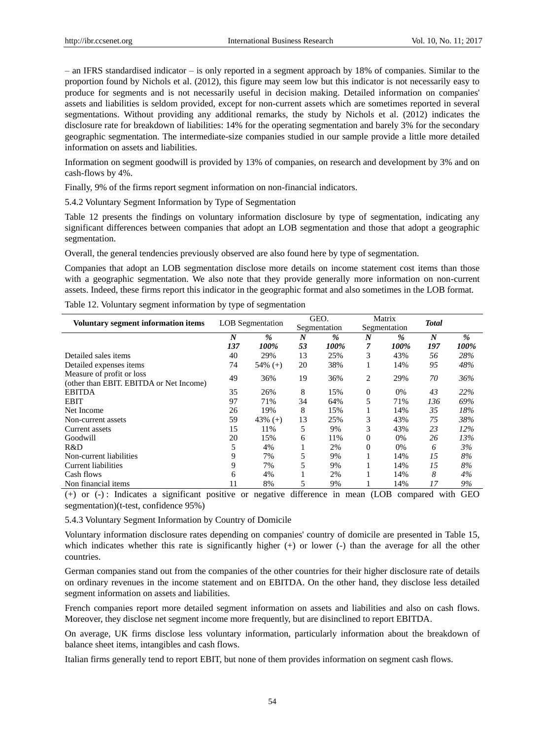– an IFRS standardised indicator – is only reported in a segment approach by 18% of companies. Similar to the proportion found by Nichols et al. (2012), this figure may seem low but this indicator is not necessarily easy to produce for segments and is not necessarily useful in decision making. Detailed information on companies' assets and liabilities is seldom provided, except for non-current assets which are sometimes reported in several segmentations. Without providing any additional remarks, the study by Nichols et al. (2012) indicates the disclosure rate for breakdown of liabilities: 14% for the operating segmentation and barely 3% for the secondary geographic segmentation. The intermediate-size companies studied in our sample provide a little more detailed information on assets and liabilities.

Information on segment goodwill is provided by 13% of companies, on research and development by 3% and on cash-flows by 4%.

Finally, 9% of the firms report segment information on non-financial indicators.

### 5.4.2 Voluntary Segment Information by Type of Segmentation

Table 12 presents the findings on voluntary information disclosure by type of segmentation, indicating any significant differences between companies that adopt an LOB segmentation and those that adopt a geographic segmentation.

Overall, the general tendencies previously observed are also found here by type of segmentation.

Companies that adopt an LOB segmentation disclose more details on income statement cost items than those with a geographic segmentation. We also note that they provide generally more information on non-current assets. Indeed, these firms report this indicator in the geographic format and also sometimes in the LOB format.

Table 12. Voluntary segment information by type of segmentation

| Voluntary segment information items | LOB Segmentation | | GEO. Segmentation | | Matrix Segmentation | | *Total* | |
|---|---|---|---|---|---|---|---|---|
| | ***N*** | ***%*** | ***N*** | ***%*** | ***N*** | ***%*** | ***N*** | ***%*** |
| | ***137*** | ***100%*** | ***53*** | ***100%*** | ***7*** | ***100%*** | ***197*** | ***100%*** |
| Detailed sales items | 40 | 29% | 13 | 25% | 3 | 43% | *56* | *28%* |
| Detailed expenses items | 74 | 54% (+) | 20 | 38% | 1 | 14% | *95* | *48%* |
| Measure of profit or loss (other than EBIT. EBITDA or Net Income) | 49 | 36% | 19 | 36% | 2 | 29% | *70* | *36%* |
| EBITDA | 35 | 26% | 8 | 15% | 0 | 0% | *43* | *22%* |
| EBIT | 97 | 71% | 34 | 64% | 5 | 71% | *136* | *69%* |
| Net Income | 26 | 19% | 8 | 15% | 1 | 14% | *35* | *18%* |
| Non-current assets | 59 | 43% (+) | 13 | 25% | 3 | 43% | *75* | *38%* |
| Current assets | 15 | 11% | 5 | 9% | 3 | 43% | *23* | *12%* |
| Goodwill | 20 | 15% | 6 | 11% | 0 | 0% | *26* | *13%* |
| R&D | 5 | 4% | 1 | 2% | 0 | 0% | *6* | *3%* |
| Non-current liabilities | 9 | 7% | 5 | 9% | 1 | 14% | *15* | *8%* |
| Current liabilities | 9 | 7% | 5 | 9% | 1 | 14% | *15* | *8%* |
| Cash flows | 6 | 4% | 1 | 2% | 1 | 14% | *8* | *4%* |
| Non financial items | 11 | 8% | 5 | 9% | 1 | 14% | *17* | *9%* |

(+) or (-) : Indicates a significant positive or negative difference in mean (LOB compared with GEO segmentation)(t-test, confidence 95%)

### 5.4.3 Voluntary Segment Information by Country of Domicile

Voluntary information disclosure rates depending on companies' country of domicile are presented in Table 15, which indicates whether this rate is significantly higher (+) or lower (-) than the average for all the other countries.

German companies stand out from the companies of the other countries for their higher disclosure rate of details on ordinary revenues in the income statement and on EBITDA. On the other hand, they disclose less detailed segment information on assets and liabilities.

French companies report more detailed segment information on assets and liabilities and also on cash flows. Moreover, they disclose net segment income more frequently, but are disinclined to report EBITDA.

On average, UK firms disclose less voluntary information, particularly information about the breakdown of balance sheet items, intangibles and cash flows.

Italian firms generally tend to report EBIT, but none of them provides information on segment cash flows.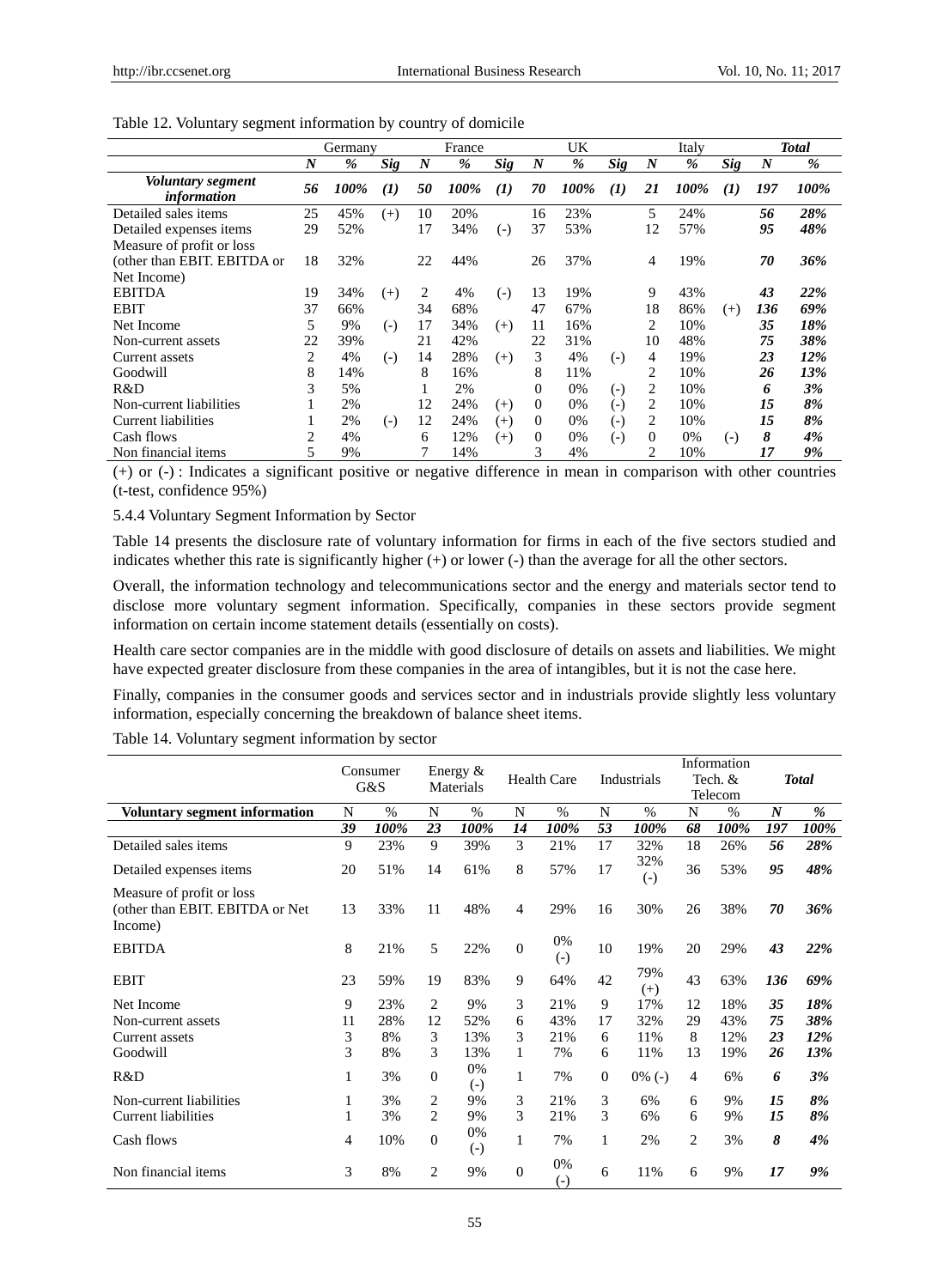Table 12. Voluntary segment information by country of domicile

| | Germany | | | France | | | UK | | | Italy | | | ***Total*** | |
|---|---|---|---|---|---|---|---|---|---|---|---|---|---|---|
| | ***N*** | ***%*** | ***Sig*** | ***N*** | ***%*** | ***Sig*** | ***N*** | ***%*** | ***Sig*** | ***N*** | ***%*** | ***Sig*** | ***N*** | ***%*** |
| ***Voluntary segment information*** | ***56*** | ***100%*** | ***(1)*** | ***50*** | ***100%*** | ***(1)*** | ***70*** | ***100%*** | ***(1)*** | ***21*** | ***100%*** | ***(1)*** | ***197*** | ***100%*** |
| Detailed sales items | 25 | 45% | (+) | 10 | 20% | | 16 | 23% | | 5 | 24% | | ***56*** | ***28%*** |
| Detailed expenses items | 29 | 52% | | 17 | 34% | (-) | 37 | 53% | | 12 | 57% | | ***95*** | ***48%*** |
| Measure of profit or loss (other than EBIT. EBITDA or Net Income) | 18 | 32% | | 22 | 44% | | 26 | 37% | | 4 | 19% | | ***70*** | ***36%*** |
| EBITDA | 19 | 34% | (+) | 2 | 4% | (-) | 13 | 19% | | 9 | 43% | | ***43*** | ***22%*** |
| EBIT | 37 | 66% | | 34 | 68% | | 47 | 67% | | 18 | 86% | (+) | ***136*** | ***69%*** |
| Net Income | 5 | 9% | (-) | 17 | 34% | (+) | 11 | 16% | | 2 | 10% | | ***35*** | ***18%*** |
| Non-current assets | 22 | 39% | | 21 | 42% | | 22 | 31% | | 10 | 48% | | ***75*** | ***38%*** |
| Current assets | 2 | 4% | (-) | 14 | 28% | (+) | 3 | 4% | (-) | 4 | 19% | | ***23*** | ***12%*** |
| Goodwill | 8 | 14% | | 8 | 16% | | 8 | 11% | | 2 | 10% | | ***26*** | ***13%*** |
| R&D | 3 | 5% | | 1 | 2% | | 0 | 0% | (-) | 2 | 10% | | ***6*** | ***3%*** |
| Non-current liabilities | 1 | 2% | | 12 | 24% | (+) | 0 | 0% | (-) | 2 | 10% | | ***15*** | ***8%*** |
| Current liabilities | 1 | 2% | (-) | 12 | 24% | (+) | 0 | 0% | (-) | 2 | 10% | | ***15*** | ***8%*** |
| Cash flows | 2 | 4% | | 6 | 12% | (+) | 0 | 0% | (-) | 0 | 0% | (-) | ***8*** | ***4%*** |
| Non financial items | 5 | 9% | | 7 | 14% | | 3 | 4% | | 2 | 10% | | ***17*** | ***9%*** |

(+) or (-) : Indicates a significant positive or negative difference in mean in comparison with other countries (t-test, confidence 95%)

#### 5.4.4 Voluntary Segment Information by Sector

Table 14 presents the disclosure rate of voluntary information for firms in each of the five sectors studied and indicates whether this rate is significantly higher (+) or lower (-) than the average for all the other sectors.

Overall, the information technology and telecommunications sector and the energy and materials sector tend to disclose more voluntary segment information. Specifically, companies in these sectors provide segment information on certain income statement details (essentially on costs).

Health care sector companies are in the middle with good disclosure of details on assets and liabilities. We might have expected greater disclosure from these companies in the area of intangibles, but it is not the case here.

Finally, companies in the consumer goods and services sector and in industrials provide slightly less voluntary information, especially concerning the breakdown of balance sheet items.

Table 14. Voluntary segment information by sector

| | Consumer G&S | | Energy & Materials | | Health Care | | Industrials | | Information Tech. & Telecom | | ***Total*** | |
|---|---|---|---|---|---|---|---|---|---|---|---|---|
| **Voluntary segment information** | N | % | N | % | N | % | N | % | N | % | ***N*** | ***%*** |
| | ***39*** | ***100%*** | ***23*** | ***100%*** | ***14*** | ***100%*** | ***53*** | ***100%*** | ***68*** | ***100%*** | ***197*** | ***100%*** |
| Detailed sales items | 9 | 23% | 9 | 39% | 3 | 21% | 17 | 32% | 18 | 26% | ***56*** | ***28%*** |
| Detailed expenses items | 20 | 51% | 14 | 61% | 8 | 57% | 17 | 32% (-) | 36 | 53% | ***95*** | ***48%*** |
| Measure of profit or loss (other than EBIT. EBITDA or Net Income) | 13 | 33% | 11 | 48% | 4 | 29% | 16 | 30% | 26 | 38% | ***70*** | ***36%*** |
| EBITDA | 8 | 21% | 5 | 22% | 0 | 0% (-) | 10 | 19% | 20 | 29% | ***43*** | ***22%*** |
| EBIT | 23 | 59% | 19 | 83% | 9 | 64% | 42 | 79% (+) | 43 | 63% | ***136*** | ***69%*** |
| Net Income | 9 | 23% | 2 | 9% | 3 | 21% | 9 | 17% | 12 | 18% | ***35*** | ***18%*** |
| Non-current assets | 11 | 28% | 12 | 52% | 6 | 43% | 17 | 32% | 29 | 43% | ***75*** | ***38%*** |
| Current assets | 3 | 8% | 3 | 13% | 3 | 21% | 6 | 11% | 8 | 12% | ***23*** | ***12%*** |
| Goodwill | 3 | 8% | 3 | 13% | 1 | 7% | 6 | 11% | 13 | 19% | ***26*** | ***13%*** |
| R&D | 1 | 3% | 0 | 0% (-) | 1 | 7% | 0 | 0% (-) | 4 | 6% | ***6*** | ***3%*** |
| Non-current liabilities | 1 | 3% | 2 | 9% | 3 | 21% | 3 | 6% | 6 | 9% | ***15*** | ***8%*** |
| Current liabilities | 1 | 3% | 2 | 9% | 3 | 21% | 3 | 6% | 6 | 9% | ***15*** | ***8%*** |
| Cash flows | 4 | 10% | 0 | 0% (-) | 1 | 7% | 1 | 2% | 2 | 3% | ***8*** | ***4%*** |
| Non financial items | 3 | 8% | 2 | 9% | 0 | 0% (-) | 6 | 11% | 6 | 9% | ***17*** | ***9%*** |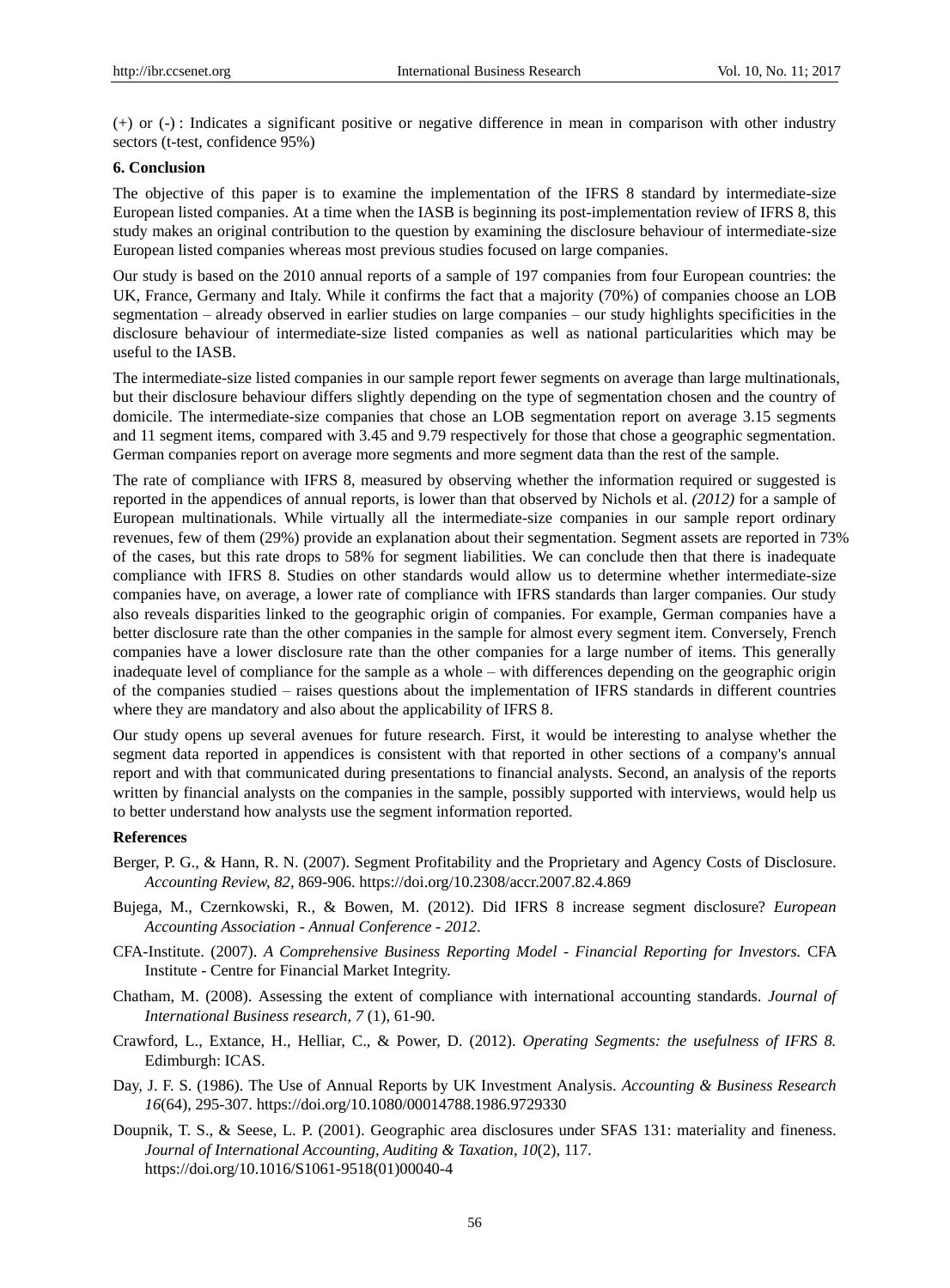(+) or (-) : Indicates a significant positive or negative difference in mean in comparison with other industry sectors (t-test, confidence 95%)

## 6. Conclusion

The objective of this paper is to examine the implementation of the IFRS 8 standard by intermediate-size European listed companies. At a time when the IASB is beginning its post-implementation review of IFRS 8, this study makes an original contribution to the question by examining the disclosure behaviour of intermediate-size European listed companies whereas most previous studies focused on large companies.

Our study is based on the 2010 annual reports of a sample of 197 companies from four European countries: the UK, France, Germany and Italy. While it confirms the fact that a majority (70%) of companies choose an LOB segmentation – already observed in earlier studies on large companies – our study highlights specificities in the disclosure behaviour of intermediate-size listed companies as well as national particularities which may be useful to the IASB.

The intermediate-size listed companies in our sample report fewer segments on average than large multinationals, but their disclosure behaviour differs slightly depending on the type of segmentation chosen and the country of domicile. The intermediate-size companies that chose an LOB segmentation report on average 3.15 segments and 11 segment items, compared with 3.45 and 9.79 respectively for those that chose a geographic segmentation. German companies report on average more segments and more segment data than the rest of the sample.

The rate of compliance with IFRS 8, measured by observing whether the information required or suggested is reported in the appendices of annual reports, is lower than that observed by Nichols et al. *(2012)* for a sample of European multinationals. While virtually all the intermediate-size companies in our sample report ordinary revenues, few of them (29%) provide an explanation about their segmentation. Segment assets are reported in 73% of the cases, but this rate drops to 58% for segment liabilities. We can conclude then that there is inadequate compliance with IFRS 8. Studies on other standards would allow us to determine whether intermediate-size companies have, on average, a lower rate of compliance with IFRS standards than larger companies. Our study also reveals disparities linked to the geographic origin of companies. For example, German companies have a better disclosure rate than the other companies in the sample for almost every segment item. Conversely, French companies have a lower disclosure rate than the other companies for a large number of items. This generally inadequate level of compliance for the sample as a whole – with differences depending on the geographic origin of the companies studied – raises questions about the implementation of IFRS standards in different countries where they are mandatory and also about the applicability of IFRS 8.

Our study opens up several avenues for future research. First, it would be interesting to analyse whether the segment data reported in appendices is consistent with that reported in other sections of a company's annual report and with that communicated during presentations to financial analysts. Second, an analysis of the reports written by financial analysts on the companies in the sample, possibly supported with interviews, would help us to better understand how analysts use the segment information reported.

## References

Berger, P. G., & Hann, R. N. (2007). Segment Profitability and the Proprietary and Agency Costs of Disclosure. *Accounting Review, 82*, 869-906. https://doi.org/10.2308/accr.2007.82.4.869

Bujega, M., Czernkowski, R., & Bowen, M. (2012). Did IFRS 8 increase segment disclosure? *European Accounting Association - Annual Conference - 2012*.

CFA-Institute. (2007). *A Comprehensive Business Reporting Model - Financial Reporting for Investors.* CFA Institute - Centre for Financial Market Integrity.

Chatham, M. (2008). Assessing the extent of compliance with international accounting standards. *Journal of International Business research, 7* (1), 61-90.

Crawford, L., Extance, H., Helliar, C., & Power, D. (2012). *Operating Segments: the usefulness of IFRS 8.* Edimburgh: ICAS.

Day, J. F. S. (1986). The Use of Annual Reports by UK Investment Analysis. *Accounting & Business Research 16*(64), 295-307. https://doi.org/10.1080/00014788.1986.9729330

Doupnik, T. S., & Seese, L. P. (2001). Geographic area disclosures under SFAS 131: materiality and fineness. *Journal of International Accounting, Auditing & Taxation, 10*(2), 117. https://doi.org/10.1016/S1061-9518(01)00040-4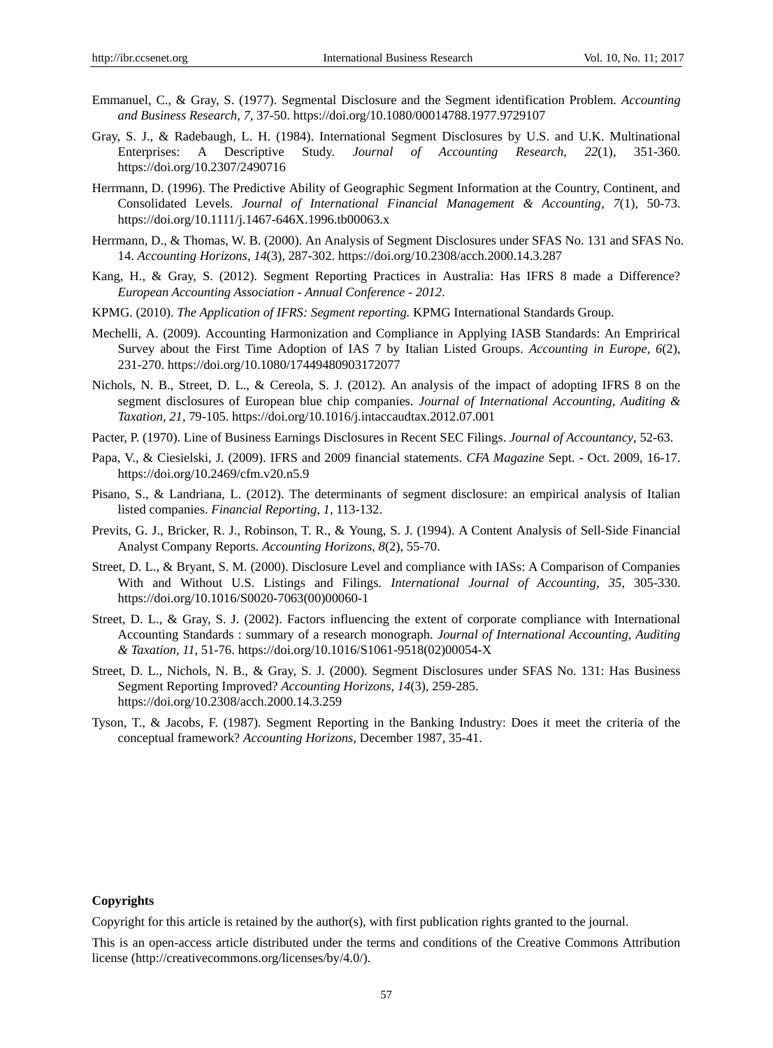Emmanuel, C., & Gray, S. (1977). Segmental Disclosure and the Segment identification Problem. *Accounting and Business Research*, *7*, 37-50. https://doi.org/10.1080/00014788.1977.9729107

Gray, S. J., & Radebaugh, L. H. (1984). International Segment Disclosures by U.S. and U.K. Multinational Enterprises: A Descriptive Study. *Journal of Accounting Research, 22*(1), 351-360. https://doi.org/10.2307/2490716

Herrmann, D. (1996). The Predictive Ability of Geographic Segment Information at the Country, Continent, and Consolidated Levels. *Journal of International Financial Management & Accounting, 7*(1), 50-73. https://doi.org/10.1111/j.1467-646X.1996.tb00063.x

Herrmann, D., & Thomas, W. B. (2000). An Analysis of Segment Disclosures under SFAS No. 131 and SFAS No. 14. *Accounting Horizons, 14*(3), 287-302. https://doi.org/10.2308/acch.2000.14.3.287

Kang, H., & Gray, S. (2012). Segment Reporting Practices in Australia: Has IFRS 8 made a Difference? *European Accounting Association - Annual Conference - 2012*.

KPMG. (2010). *The Application of IFRS: Segment reporting.* KPMG International Standards Group.

Mechelli, A. (2009). Accounting Harmonization and Compliance in Applying IASB Standards: An Emprirical Survey about the First Time Adoption of IAS 7 by Italian Listed Groups. *Accounting in Europe, 6*(2), 231-270. https://doi.org/10.1080/17449480903172077

Nichols, N. B., Street, D. L., & Cereola, S. J. (2012). An analysis of the impact of adopting IFRS 8 on the segment disclosures of European blue chip companies. *Journal of International Accounting, Auditing & Taxation, 21*, 79-105. https://doi.org/10.1016/j.intaccaudtax.2012.07.001

Pacter, P. (1970). Line of Business Earnings Disclosures in Recent SEC Filings. *Journal of Accountancy*, 52-63.

Papa, V., & Ciesielski, J. (2009). IFRS and 2009 financial statements. *CFA Magazine* Sept. - Oct. 2009, 16-17. https://doi.org/10.2469/cfm.v20.n5.9

Pisano, S., & Landriana, L. (2012). The determinants of segment disclosure: an empirical analysis of Italian listed companies. *Financial Reporting, 1*, 113-132.

Previts, G. J., Bricker, R. J., Robinson, T. R., & Young, S. J. (1994). A Content Analysis of Sell-Side Financial Analyst Company Reports. *Accounting Horizons, 8*(2), 55-70.

Street, D. L., & Bryant, S. M. (2000). Disclosure Level and compliance with IASs: A Comparison of Companies With and Without U.S. Listings and Filings. *International Journal of Accounting, 35*, 305-330. https://doi.org/10.1016/S0020-7063(00)00060-1

Street, D. L., & Gray, S. J. (2002). Factors influencing the extent of corporate compliance with International Accounting Standards : summary of a research monograph. *Journal of International Accounting, Auditing & Taxation, 11*, 51-76. https://doi.org/10.1016/S1061-9518(02)00054-X

Street, D. L., Nichols, N. B., & Gray, S. J. (2000). Segment Disclosures under SFAS No. 131: Has Business Segment Reporting Improved? *Accounting Horizons, 14*(3), 259-285. https://doi.org/10.2308/acch.2000.14.3.259

Tyson, T., & Jacobs, F. (1987). Segment Reporting in the Banking Industry: Does it meet the criteria of the conceptual framework? *Accounting Horizons,* December 1987, 35-41.

**Copyrights**

Copyright for this article is retained by the author(s), with first publication rights granted to the journal.

This is an open-access article distributed under the terms and conditions of the Creative Commons Attribution license (http://creativecommons.org/licenses/by/4.0/).